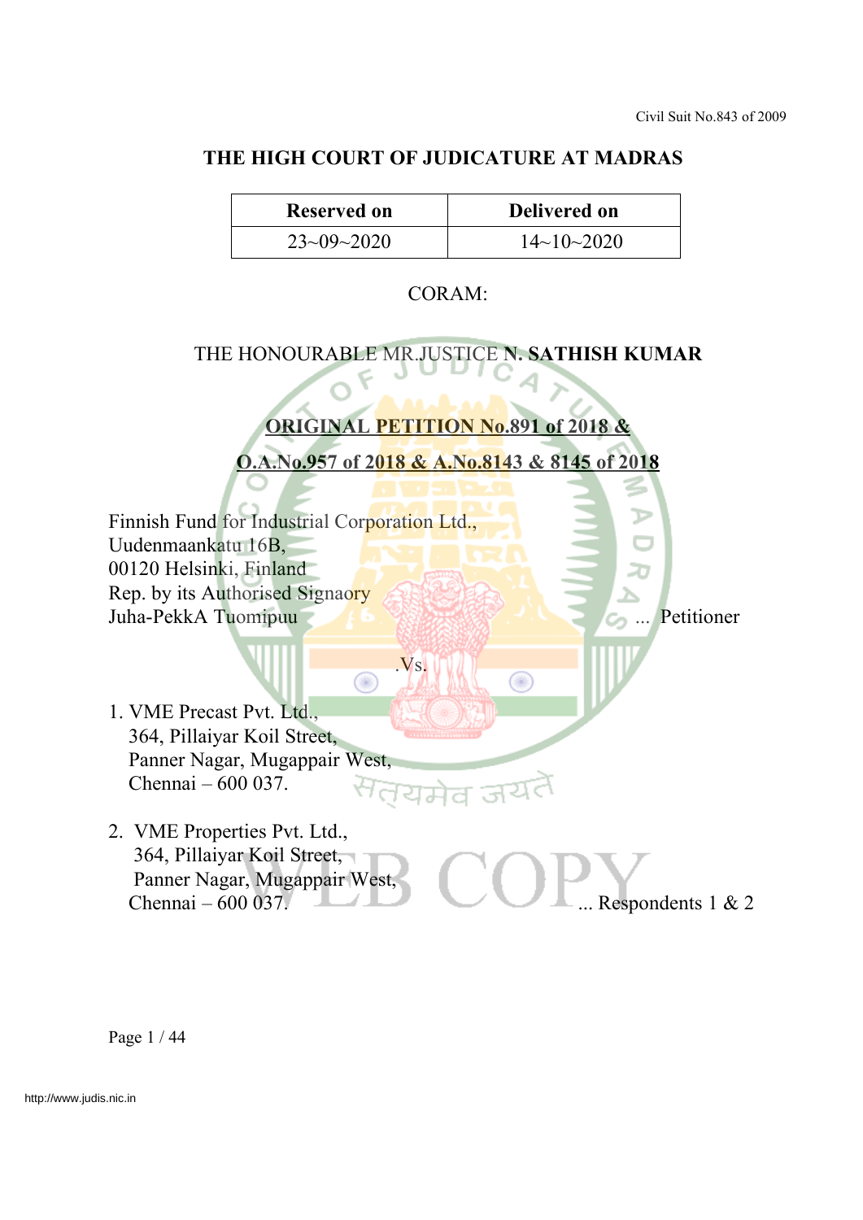Civil Suit No.843 of 2009

## THE HIGH COURT OF JUDICATURE AT MADRAS

| Reserved on | Delivered on |
|---|---|
| 23~09~2020 | 14~10~2020 |

CORAM:

THE HONOURABLE MR.JUSTICE **N. SATHISH KUMAR**

**ORIGINAL PETITION No.891 of 2018 &**

**O.A.No.957 of 2018 & A.No.8143 & 8145 of 2018**

Finnish Fund for Industrial Corporation Ltd.,
Uudenmaankatu 16B,
00120 Helsinki, Finland
Rep. by its Authorised Signaory
Juha-PekkA Tuomipuu ... Petitioner

.Vs.

1. VME Precast Pvt. Ltd.,
   364, Pillaiyar Koil Street,
   Panner Nagar, Mugappair West,
   Chennai – 600 037.

2. VME Properties Pvt. Ltd.,
   364, Pillaiyar Koil Street,
   Panner Nagar, Mugappair West,
   Chennai – 600 037. ... Respondents 1 & 2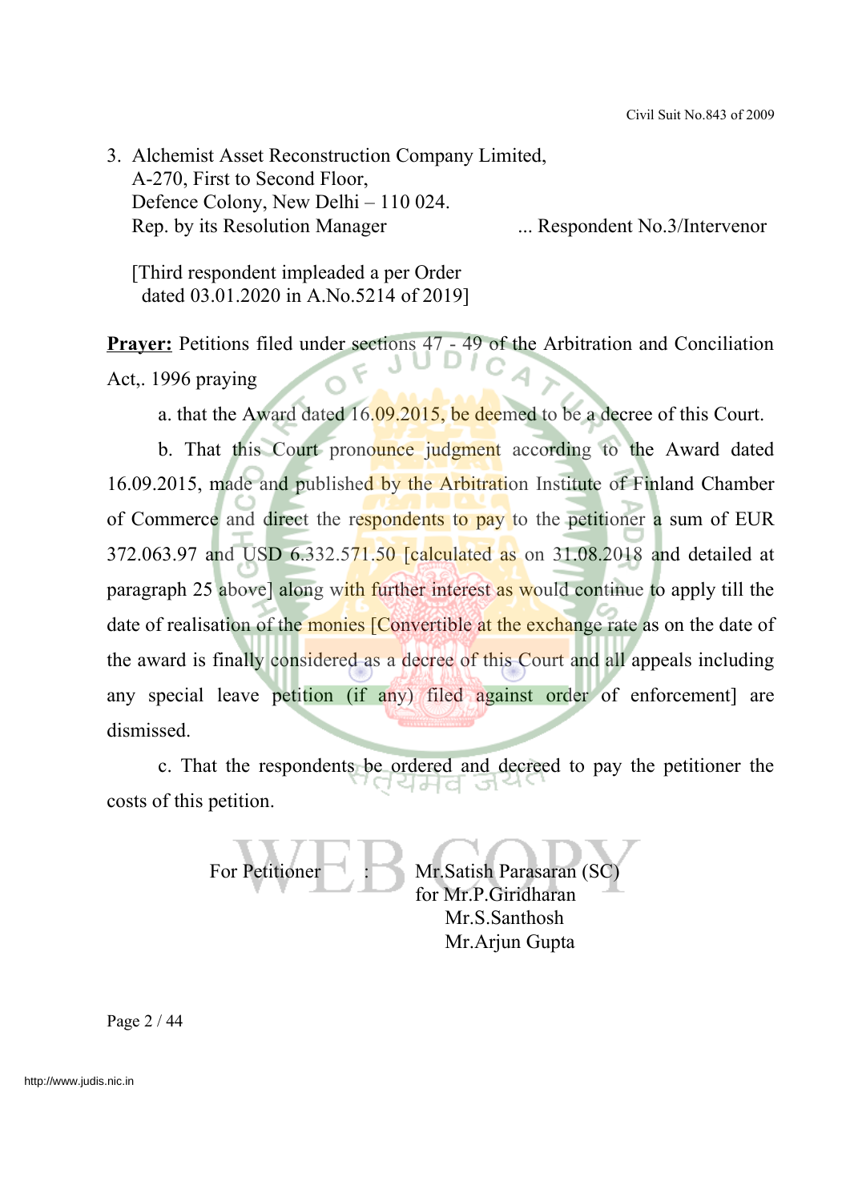3. Alchemist Asset Reconstruction Company Limited,
   A-270, First to Second Floor,
   Defence Colony, New Delhi – 110 024.
   Rep. by its Resolution Manager ... Respondent No.3/Intervenor

   [Third respondent impleaded a per Order dated 03.01.2020 in A.No.5214 of 2019]

**Prayer:** Petitions filed under sections 47 - 49 of the Arbitration and Conciliation Act,. 1996 praying

a. that the Award dated 16.09.2015, be deemed to be a decree of this Court.

b. That this Court pronounce judgment according to the Award dated 16.09.2015, made and published by the Arbitration Institute of Finland Chamber of Commerce and direct the respondents to pay to the petitioner a sum of EUR 372.063.97 and USD 6.332.571.50 [calculated as on 31.08.2018 and detailed at paragraph 25 above] along with further interest as would continue to apply till the date of realisation of the monies [Convertible at the exchange rate as on the date of the award is finally considered as a decree of this Court and all appeals including any special leave petition (if any) filed against order of enforcement] are dismissed.

c. That the respondents be ordered and decreed to pay the petitioner the costs of this petition.

For Petitioner : Mr.Satish Parasaran (SC)
for Mr.P.Giridharan
Mr.S.Santhosh
Mr.Arjun Gupta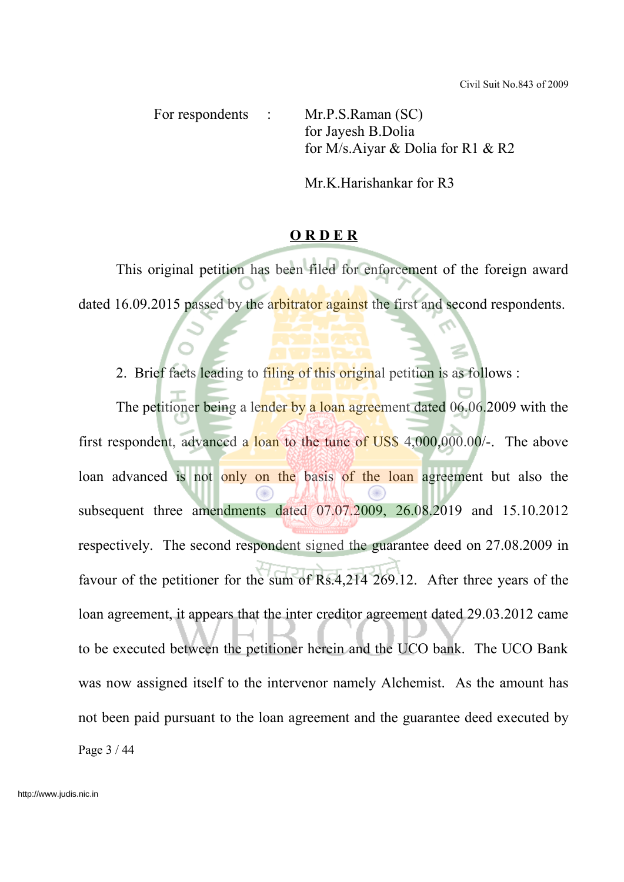For respondents : Mr.P.S.Raman (SC)
for Jayesh B.Dolia
for M/s.Aiyar & Dolia for R1 & R2

Mr.K.Harishankar for R3

## **O R D E R**

This original petition has been filed for enforcement of the foreign award dated 16.09.2015 passed by the arbitrator against the first and second respondents.

2. Brief facts leading to filing of this original petition is as follows :

The petitioner being a lender by a loan agreement dated 06.06.2009 with the first respondent, advanced a loan to the tune of US$ 4,000,000.00/-. The above loan advanced is not only on the basis of the loan agreement but also the subsequent three amendments dated 07.07.2009, 26.08.2019 and 15.10.2012 respectively. The second respondent signed the guarantee deed on 27.08.2009 in favour of the petitioner for the sum of Rs.4,214 269.12. After three years of the loan agreement, it appears that the inter creditor agreement dated 29.03.2012 came to be executed between the petitioner herein and the UCO bank. The UCO Bank was now assigned itself to the intervenor namely Alchemist. As the amount has not been paid pursuant to the loan agreement and the guarantee deed executed by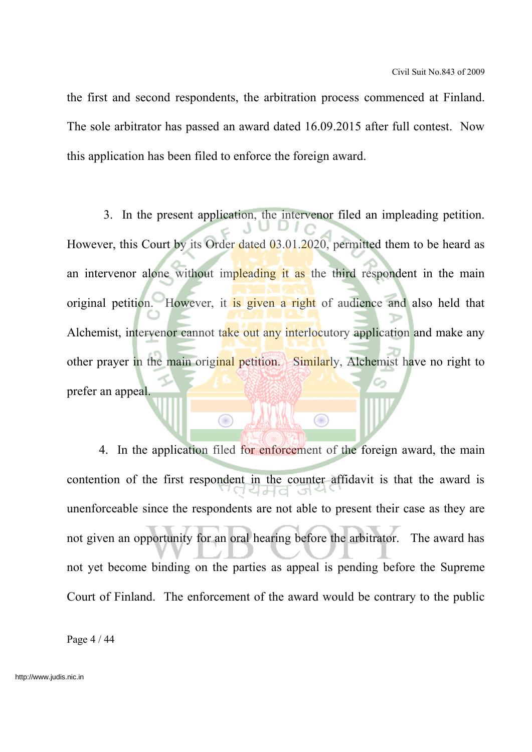the first and second respondents, the arbitration process commenced at Finland. The sole arbitrator has passed an award dated 16.09.2015 after full contest. Now this application has been filed to enforce the foreign award.

3. In the present application, the intervenor filed an impleading petition. However, this Court by its Order dated 03.01.2020, permitted them to be heard as an intervenor alone without impleading it as the third respondent in the main original petition. However, it is given a right of audience and also held that Alchemist, intervenor cannot take out any interlocutory application and make any other prayer in the main original petition. Similarly, Alchemist have no right to prefer an appeal.

4. In the application filed for enforcement of the foreign award, the main contention of the first respondent in the counter affidavit is that the award is unenforceable since the respondents are not able to present their case as they are not given an opportunity for an oral hearing before the arbitrator. The award has not yet become binding on the parties as appeal is pending before the Supreme Court of Finland. The enforcement of the award would be contrary to the public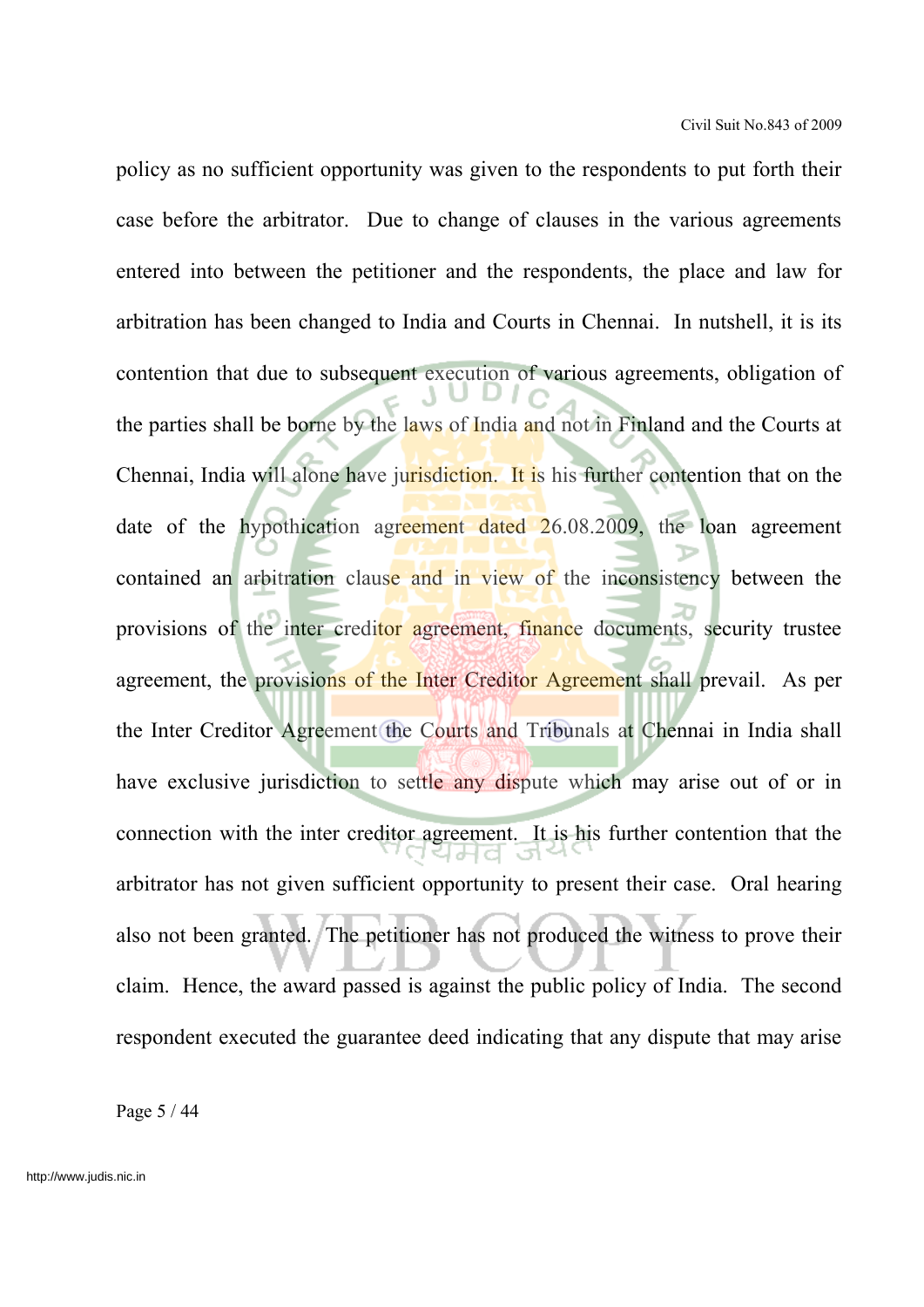policy as no sufficient opportunity was given to the respondents to put forth their case before the arbitrator. Due to change of clauses in the various agreements entered into between the petitioner and the respondents, the place and law for arbitration has been changed to India and Courts in Chennai. In nutshell, it is its contention that due to subsequent execution of various agreements, obligation of the parties shall be borne by the laws of India and not in Finland and the Courts at Chennai, India will alone have jurisdiction. It is his further contention that on the date of the hypothication agreement dated 26.08.2009, the loan agreement contained an arbitration clause and in view of the inconsistency between the provisions of the inter creditor agreement, finance documents, security trustee agreement, the provisions of the Inter Creditor Agreement shall prevail. As per the Inter Creditor Agreement the Courts and Tribunals at Chennai in India shall have exclusive jurisdiction to settle any dispute which may arise out of or in connection with the inter creditor agreement. It is his further contention that the arbitrator has not given sufficient opportunity to present their case. Oral hearing also not been granted. The petitioner has not produced the witness to prove their claim. Hence, the award passed is against the public policy of India. The second respondent executed the guarantee deed indicating that any dispute that may arise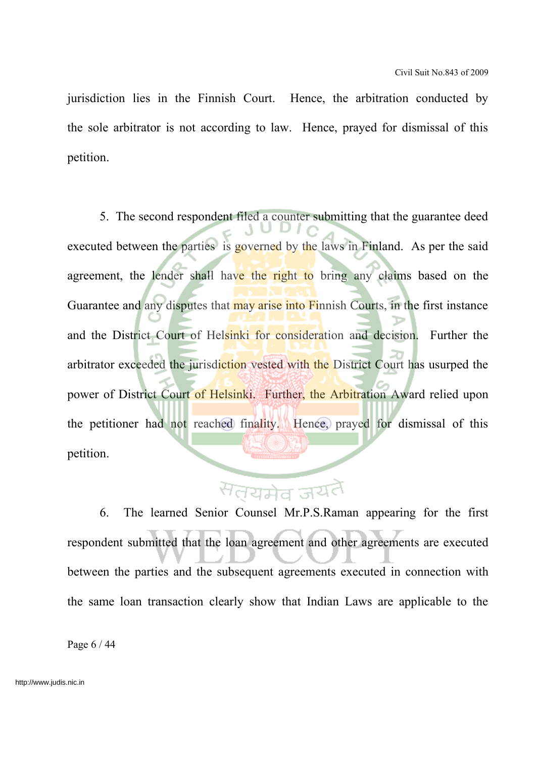jurisdiction lies in the Finnish Court. Hence, the arbitration conducted by the sole arbitrator is not according to law. Hence, prayed for dismissal of this petition.

5. The second respondent filed a counter submitting that the guarantee deed executed between the parties is governed by the laws in Finland. As per the said agreement, the lender shall have the right to bring any claims based on the Guarantee and any disputes that may arise into Finnish Courts, in the first instance and the District Court of Helsinki for consideration and decision. Further the arbitrator exceeded the jurisdiction vested with the District Court has usurped the power of District Court of Helsinki. Further, the Arbitration Award relied upon the petitioner had not reached finality. Hence, prayed for dismissal of this petition.

6. The learned Senior Counsel Mr.P.S.Raman appearing for the first respondent submitted that the loan agreement and other agreements are executed between the parties and the subsequent agreements executed in connection with the same loan transaction clearly show that Indian Laws are applicable to the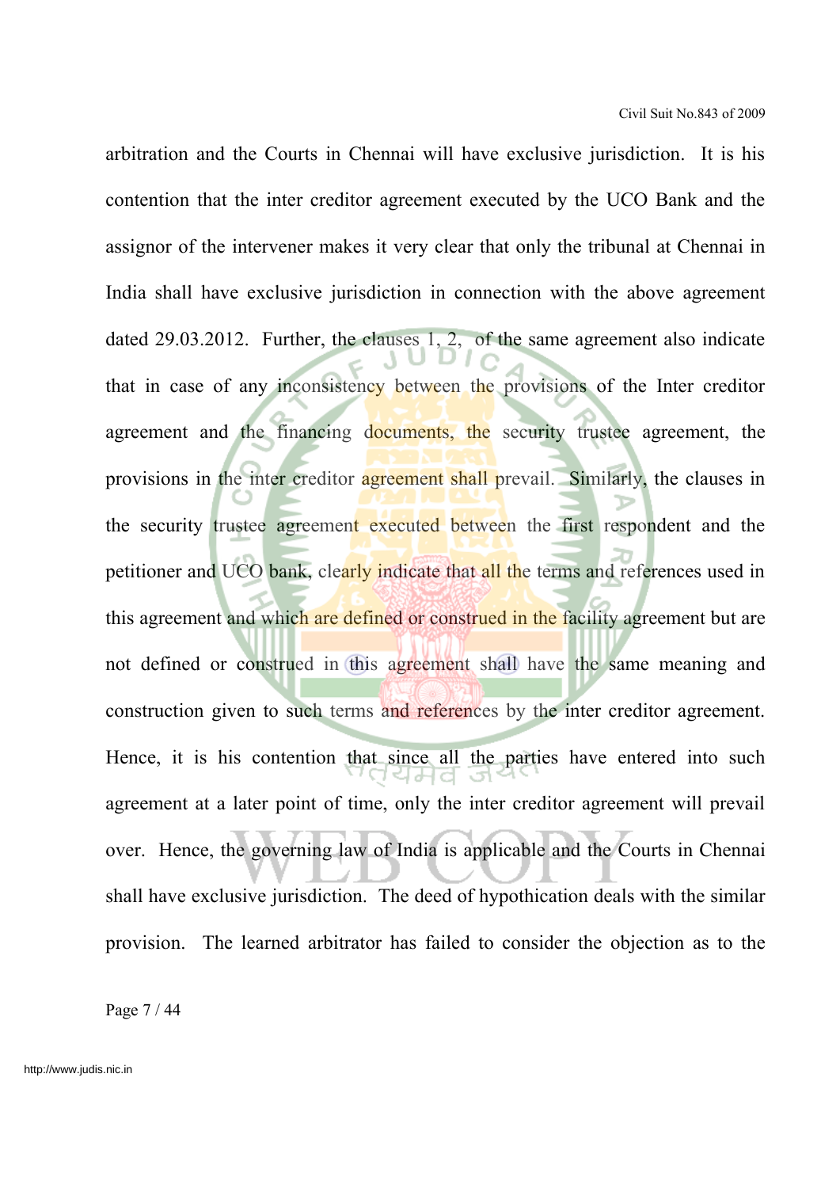arbitration and the Courts in Chennai will have exclusive jurisdiction. It is his contention that the inter creditor agreement executed by the UCO Bank and the assignor of the intervener makes it very clear that only the tribunal at Chennai in India shall have exclusive jurisdiction in connection with the above agreement dated 29.03.2012. Further, the clauses 1, 2, of the same agreement also indicate that in case of any inconsistency between the provisions of the Inter creditor agreement and the financing documents, the security trustee agreement, the provisions in the inter creditor agreement shall prevail. Similarly, the clauses in the security trustee agreement executed between the first respondent and the petitioner and UCO bank, clearly indicate that all the terms and references used in this agreement and which are defined or construed in the facility agreement but are not defined or construed in this agreement shall have the same meaning and construction given to such terms and references by the inter creditor agreement. Hence, it is his contention that since all the parties have entered into such agreement at a later point of time, only the inter creditor agreement will prevail over. Hence, the governing law of India is applicable and the Courts in Chennai shall have exclusive jurisdiction. The deed of hypothication deals with the similar provision. The learned arbitrator has failed to consider the objection as to the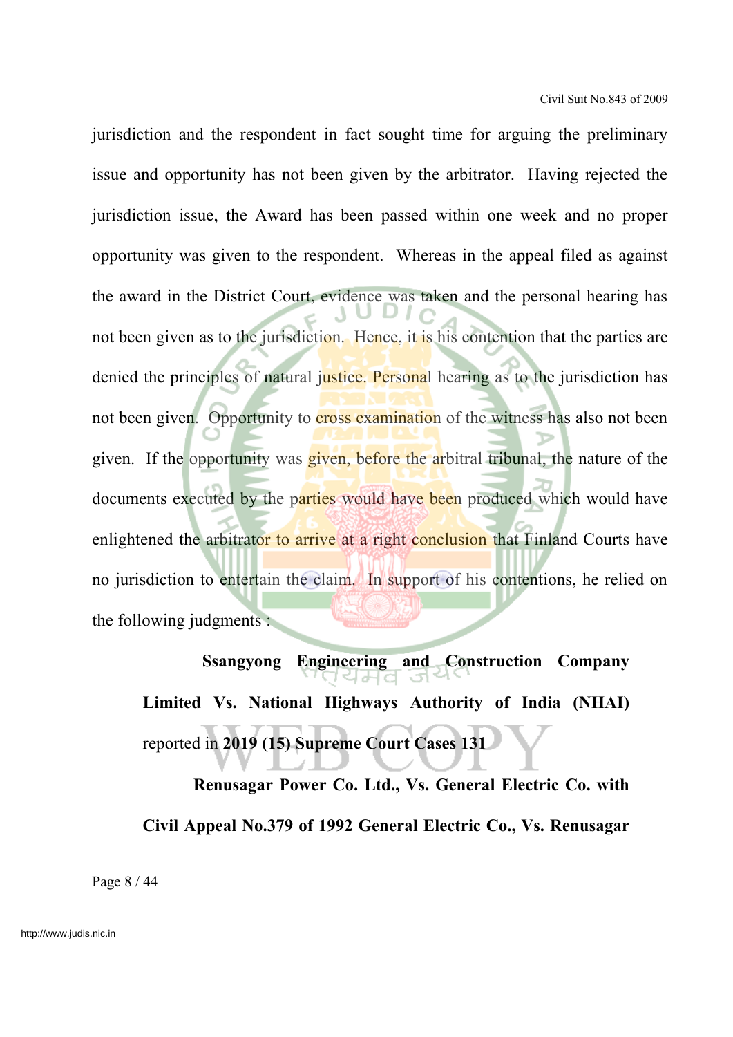jurisdiction and the respondent in fact sought time for arguing the preliminary issue and opportunity has not been given by the arbitrator. Having rejected the jurisdiction issue, the Award has been passed within one week and no proper opportunity was given to the respondent. Whereas in the appeal filed as against the award in the District Court, evidence was taken and the personal hearing has not been given as to the jurisdiction. Hence, it is his contention that the parties are denied the principles of natural justice. Personal hearing as to the jurisdiction has not been given. Opportunity to cross examination of the witness has also not been given. If the opportunity was given, before the arbitral tribunal, the nature of the documents executed by the parties would have been produced which would have enlightened the arbitrator to arrive at a right conclusion that Finland Courts have no jurisdiction to entertain the claim. In support of his contentions, he relied on the following judgments :

> **Ssangyong Engineering and Construction Company Limited Vs. National Highways Authority of India (NHAI)** reported in **2019 (15) Supreme Court Cases 131**
>
> **Renusagar Power Co. Ltd., Vs. General Electric Co. with Civil Appeal No.379 of 1992 General Electric Co., Vs. Renusagar**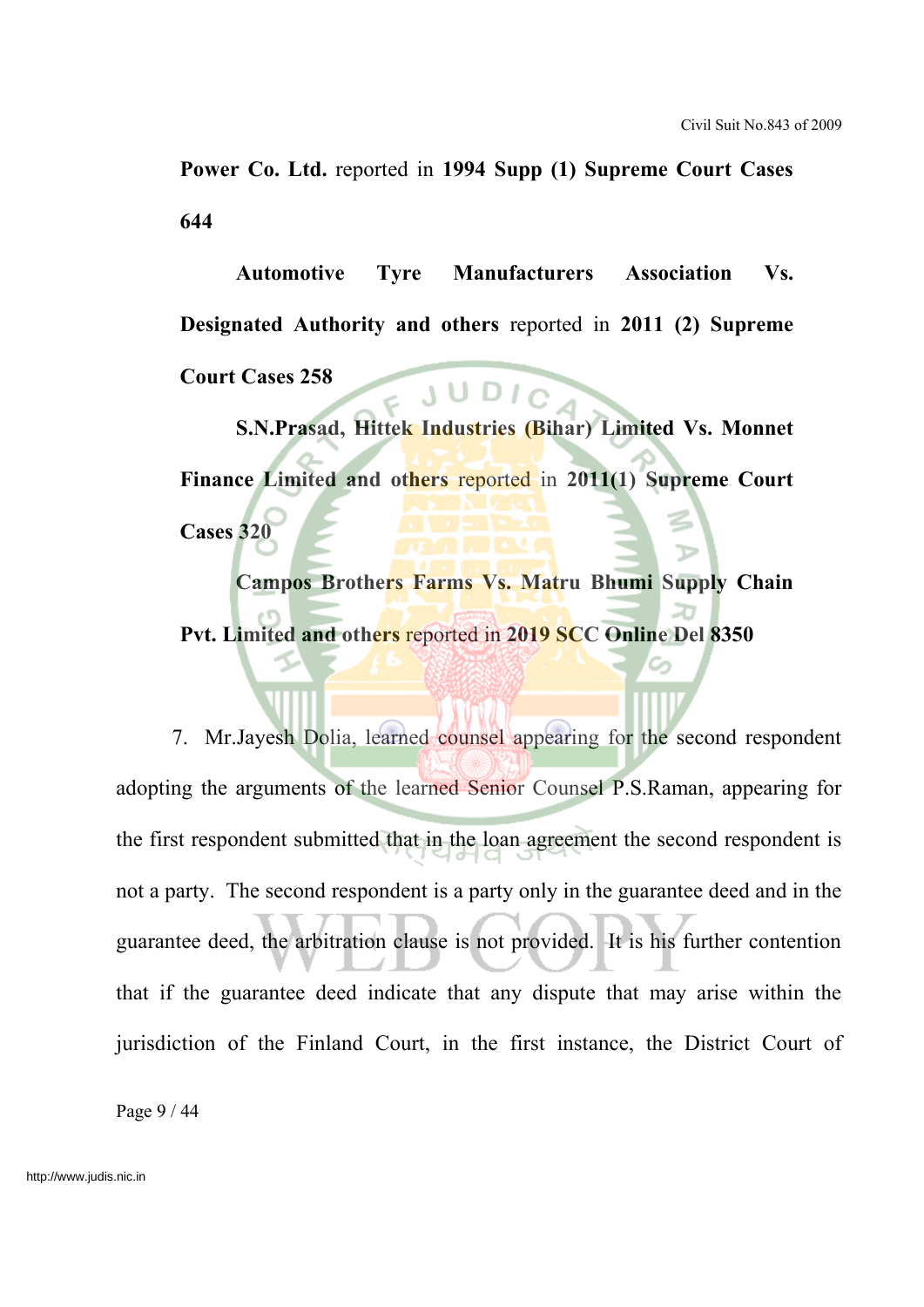**Power Co. Ltd.** reported in **1994 Supp (1) Supreme Court Cases 644**

**Automotive Tyre Manufacturers Association Vs. Designated Authority and others** reported in **2011 (2) Supreme Court Cases 258**

**S.N.Prasad, Hittek Industries (Bihar) Limited Vs. Monnet Finance Limited and others** reported in **2011(1) Supreme Court Cases 320**

**Campos Brothers Farms Vs. Matru Bhumi Supply Chain Pvt. Limited and others** reported in **2019 SCC Online Del 8350**

7. Mr.Jayesh Dolia, learned counsel appearing for the second respondent adopting the arguments of the learned Senior Counsel P.S.Raman, appearing for the first respondent submitted that in the loan agreement the second respondent is not a party. The second respondent is a party only in the guarantee deed and in the guarantee deed, the arbitration clause is not provided. It is his further contention that if the guarantee deed indicate that any dispute that may arise within the jurisdiction of the Finland Court, in the first instance, the District Court of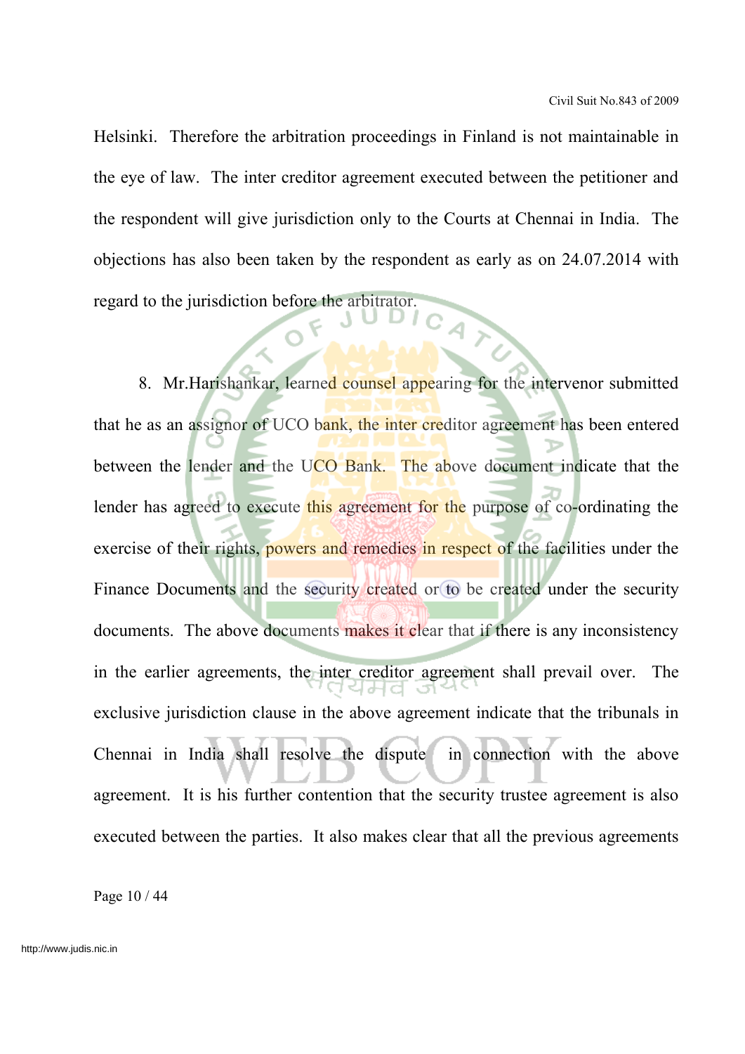Helsinki. Therefore the arbitration proceedings in Finland is not maintainable in the eye of law. The inter creditor agreement executed between the petitioner and the respondent will give jurisdiction only to the Courts at Chennai in India. The objections has also been taken by the respondent as early as on 24.07.2014 with regard to the jurisdiction before the arbitrator.

8. Mr.Harishankar, learned counsel appearing for the intervenor submitted that he as an assignor of UCO bank, the inter creditor agreement has been entered between the lender and the UCO Bank. The above document indicate that the lender has agreed to execute this agreement for the purpose of co-ordinating the exercise of their rights, powers and remedies in respect of the facilities under the Finance Documents and the security created or to be created under the security documents. The above documents makes it clear that if there is any inconsistency in the earlier agreements, the inter creditor agreement shall prevail over. The exclusive jurisdiction clause in the above agreement indicate that the tribunals in Chennai in India shall resolve the dispute in connection with the above agreement. It is his further contention that the security trustee agreement is also executed between the parties. It also makes clear that all the previous agreements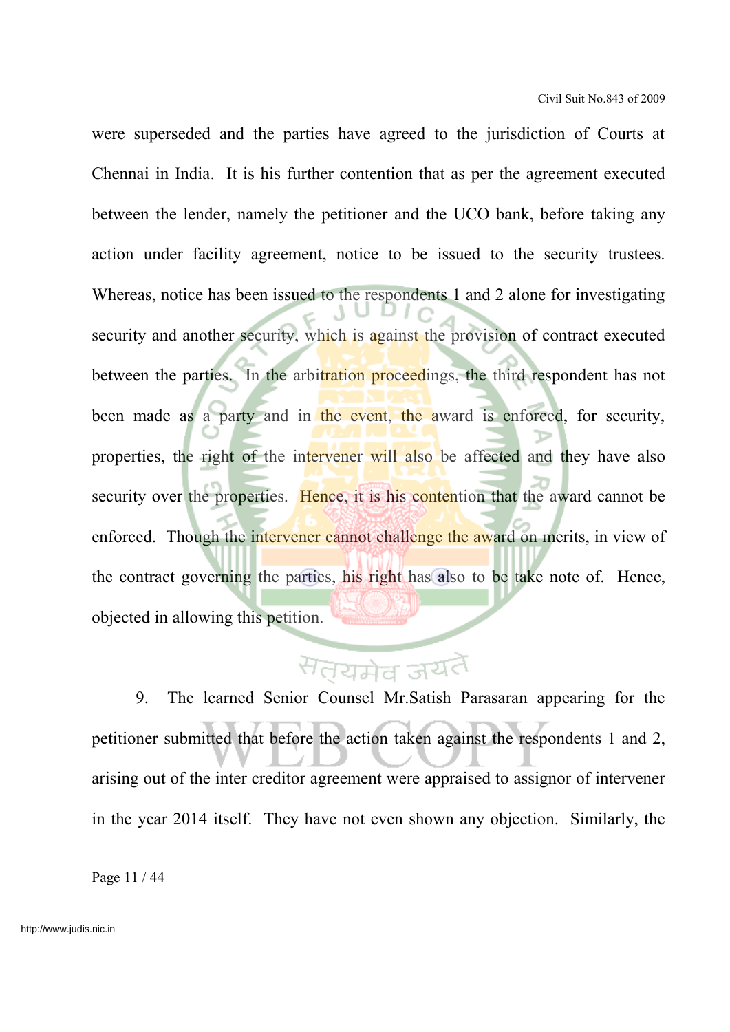were superseded and the parties have agreed to the jurisdiction of Courts at Chennai in India. It is his further contention that as per the agreement executed between the lender, namely the petitioner and the UCO bank, before taking any action under facility agreement, notice to be issued to the security trustees. Whereas, notice has been issued to the respondents 1 and 2 alone for investigating security and another security, which is against the provision of contract executed between the parties. In the arbitration proceedings, the third respondent has not been made as a party and in the event, the award is enforced, for security, properties, the right of the intervener will also be affected and they have also security over the properties. Hence, it is his contention that the award cannot be enforced. Though the intervener cannot challenge the award on merits, in view of the contract governing the parties, his right has also to be take note of. Hence, objected in allowing this petition.

9. The learned Senior Counsel Mr.Satish Parasaran appearing for the petitioner submitted that before the action taken against the respondents 1 and 2, arising out of the inter creditor agreement were appraised to assignor of intervener in the year 2014 itself. They have not even shown any objection. Similarly, the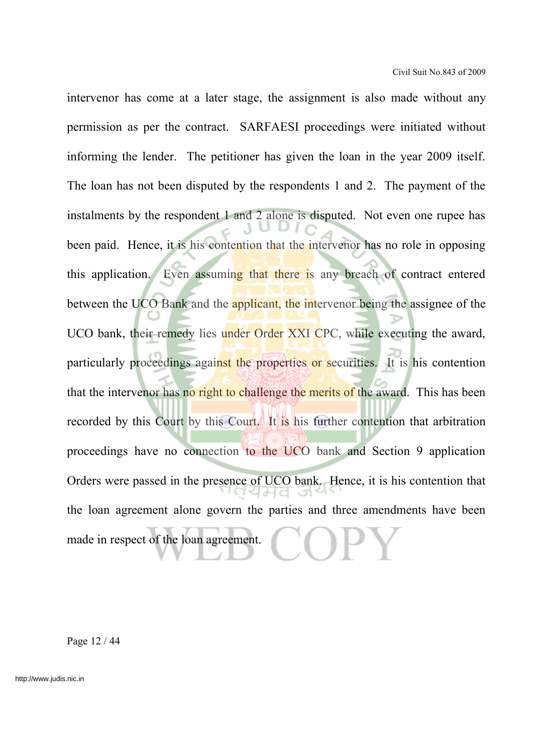intervenor has come at a later stage, the assignment is also made without any permission as per the contract. SARFAESI proceedings were initiated without informing the lender. The petitioner has given the loan in the year 2009 itself. The loan has not been disputed by the respondents 1 and 2. The payment of the instalments by the respondent 1 and 2 alone is disputed. Not even one rupee has been paid. Hence, it is his contention that the intervenor has no role in opposing this application. Even assuming that there is any breach of contract entered between the UCO Bank and the applicant, the intervenor being the assignee of the UCO bank, their remedy lies under Order XXI CPC, while executing the award, particularly proceedings against the properties or securities. It is his contention that the intervenor has no right to challenge the merits of the award. This has been recorded by this Court by this Court. It is his further contention that arbitration proceedings have no connection to the UCO bank and Section 9 application Orders were passed in the presence of UCO bank. Hence, it is his contention that the loan agreement alone govern the parties and three amendments have been made in respect of the loan agreement.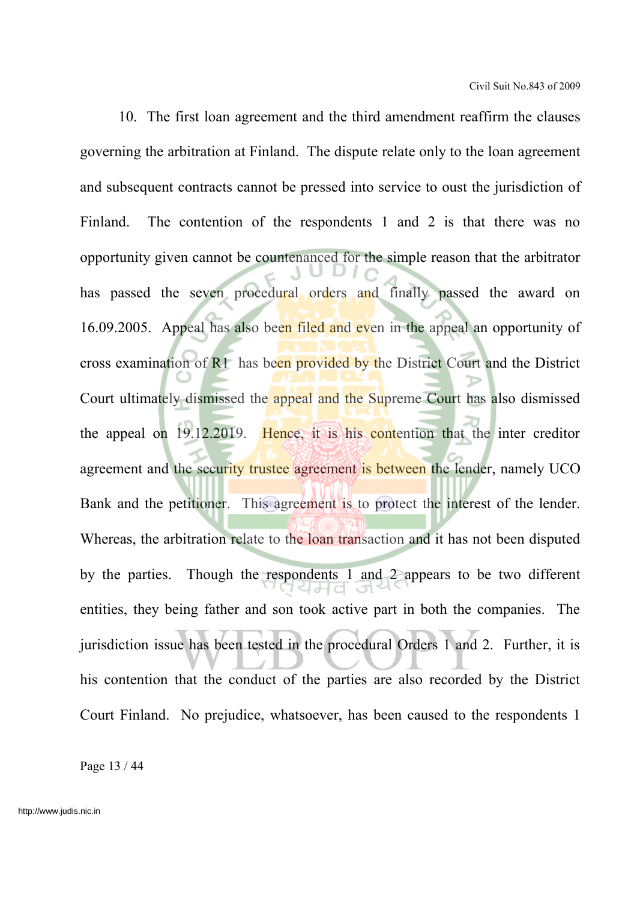10. The first loan agreement and the third amendment reaffirm the clauses governing the arbitration at Finland. The dispute relate only to the loan agreement and subsequent contracts cannot be pressed into service to oust the jurisdiction of Finland. The contention of the respondents 1 and 2 is that there was no opportunity given cannot be countenanced for the simple reason that the arbitrator has passed the seven procedural orders and finally passed the award on 16.09.2005. Appeal has also been filed and even in the appeal an opportunity of cross examination of R1 has been provided by the District Court and the District Court ultimately dismissed the appeal and the Supreme Court has also dismissed the appeal on 19.12.2019. Hence, it is his contention that the inter creditor agreement and the security trustee agreement is between the lender, namely UCO Bank and the petitioner. This agreement is to protect the interest of the lender. Whereas, the arbitration relate to the loan transaction and it has not been disputed by the parties. Though the respondents 1 and 2 appears to be two different entities, they being father and son took active part in both the companies. The jurisdiction issue has been tested in the procedural Orders 1 and 2. Further, it is his contention that the conduct of the parties are also recorded by the District Court Finland. No prejudice, whatsoever, has been caused to the respondents 1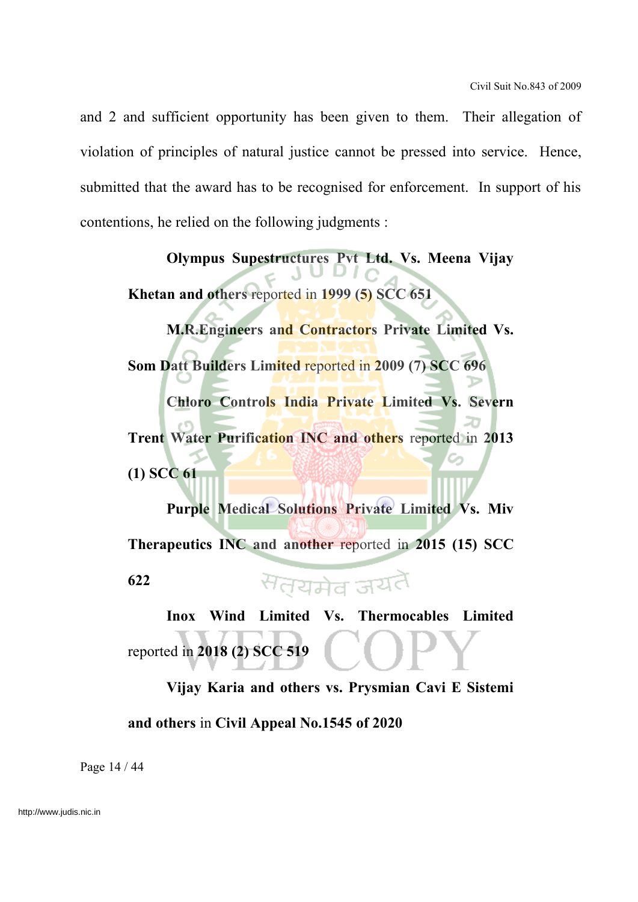and 2 and sufficient opportunity has been given to them. Their allegation of violation of principles of natural justice cannot be pressed into service. Hence, submitted that the award has to be recognised for enforcement. In support of his contentions, he relied on the following judgments :

**Olympus Supestructures Pvt Ltd. Vs. Meena Vijay Khetan and others** reported in **1999 (5) SCC 651**

**M.R.Engineers and Contractors Private Limited Vs. Som Datt Builders Limited** reported in **2009 (7) SCC 696**

**Chloro Controls India Private Limited Vs. Severn Trent Water Purification INC and others** reported in **2013 (1) SCC 61**

**Purple Medical Solutions Private Limited Vs. Miv Therapeutics INC and another** reported in **2015 (15) SCC 622**

**Inox Wind Limited Vs. Thermocables Limited** reported in **2018 (2) SCC 519**

**Vijay Karia and others vs. Prysmian Cavi E Sistemi and others** in **Civil Appeal No.1545 of 2020**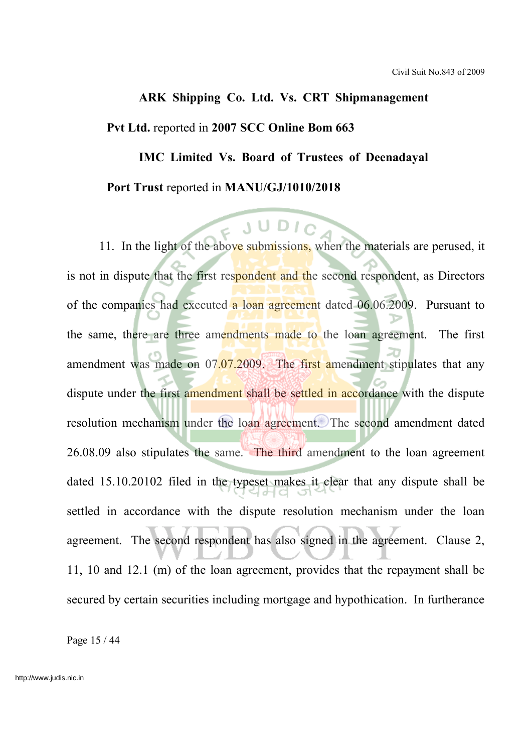**ARK Shipping Co. Ltd. Vs. CRT Shipmanagement Pvt Ltd.** reported in **2007 SCC Online Bom 663**

**IMC Limited Vs. Board of Trustees of Deenadayal Port Trust** reported in **MANU/GJ/1010/2018**

11. In the light of the above submissions, when the materials are perused, it is not in dispute that the first respondent and the second respondent, as Directors of the companies had executed a loan agreement dated 06.06.2009. Pursuant to the same, there are three amendments made to the loan agreement. The first amendment was made on 07.07.2009. The first amendment stipulates that any dispute under the first amendment shall be settled in accordance with the dispute resolution mechanism under the loan agreement. The second amendment dated 26.08.09 also stipulates the same. The third amendment to the loan agreement dated 15.10.20102 filed in the typeset makes it clear that any dispute shall be settled in accordance with the dispute resolution mechanism under the loan agreement. The second respondent has also signed in the agreement. Clause 2, 11, 10 and 12.1 (m) of the loan agreement, provides that the repayment shall be secured by certain securities including mortgage and hypothication. In furtherance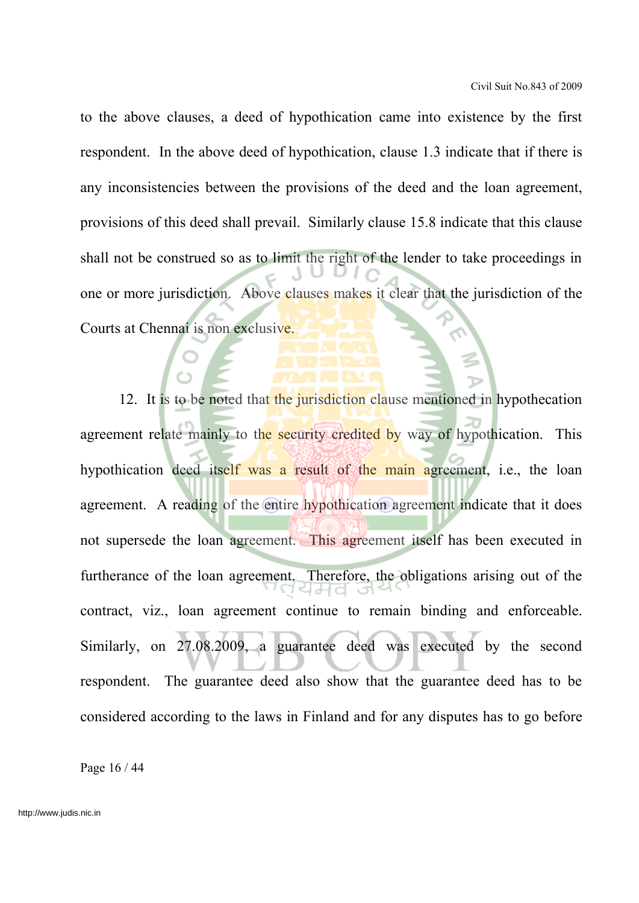to the above clauses, a deed of hypothication came into existence by the first respondent. In the above deed of hypothication, clause 1.3 indicate that if there is any inconsistencies between the provisions of the deed and the loan agreement, provisions of this deed shall prevail. Similarly clause 15.8 indicate that this clause shall not be construed so as to limit the right of the lender to take proceedings in one or more jurisdiction. Above clauses makes it clear that the jurisdiction of the Courts at Chennai is non exclusive.

12. It is to be noted that the jurisdiction clause mentioned in hypothecation agreement relate mainly to the security credited by way of hypothication. This hypothication deed itself was a result of the main agreement, i.e., the loan agreement. A reading of the entire hypothication agreement indicate that it does not supersede the loan agreement. This agreement itself has been executed in furtherance of the loan agreement. Therefore, the obligations arising out of the contract, viz., loan agreement continue to remain binding and enforceable. Similarly, on 27.08.2009, a guarantee deed was executed by the second respondent. The guarantee deed also show that the guarantee deed has to be considered according to the laws in Finland and for any disputes has to go before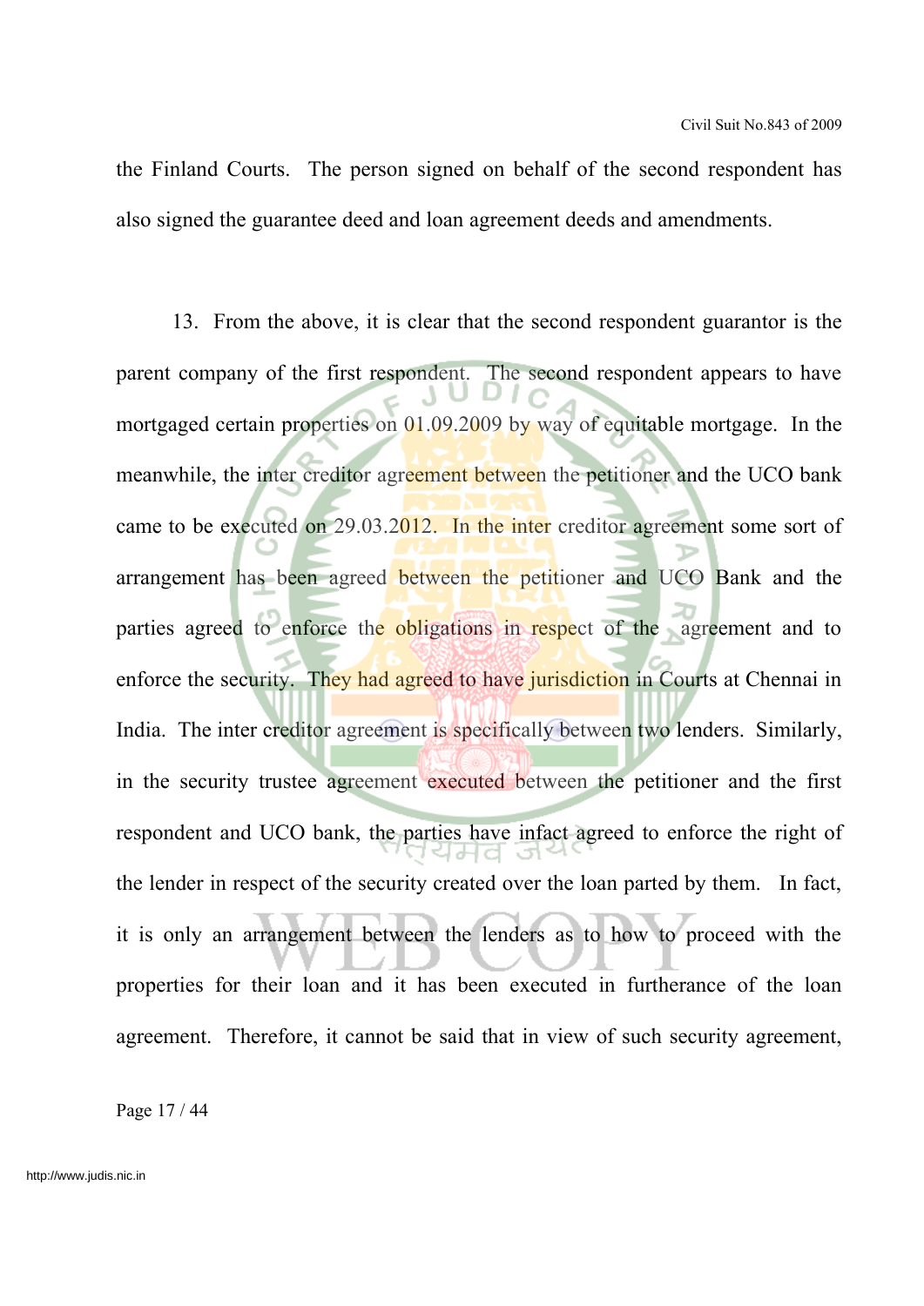the Finland Courts. The person signed on behalf of the second respondent has also signed the guarantee deed and loan agreement deeds and amendments.

13. From the above, it is clear that the second respondent guarantor is the parent company of the first respondent. The second respondent appears to have mortgaged certain properties on 01.09.2009 by way of equitable mortgage. In the meanwhile, the inter creditor agreement between the petitioner and the UCO bank came to be executed on 29.03.2012. In the inter creditor agreement some sort of arrangement has been agreed between the petitioner and UCO Bank and the parties agreed to enforce the obligations in respect of the agreement and to enforce the security. They had agreed to have jurisdiction in Courts at Chennai in India. The inter creditor agreement is specifically between two lenders. Similarly, in the security trustee agreement executed between the petitioner and the first respondent and UCO bank, the parties have infact agreed to enforce the right of the lender in respect of the security created over the loan parted by them. In fact, it is only an arrangement between the lenders as to how to proceed with the properties for their loan and it has been executed in furtherance of the loan agreement. Therefore, it cannot be said that in view of such security agreement,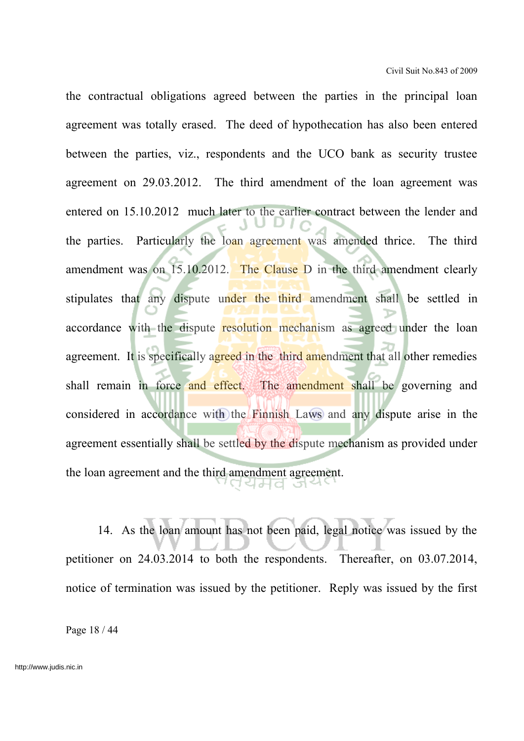the contractual obligations agreed between the parties in the principal loan agreement was totally erased. The deed of hypothecation has also been entered between the parties, viz., respondents and the UCO bank as security trustee agreement on 29.03.2012. The third amendment of the loan agreement was entered on 15.10.2012 much later to the earlier contract between the lender and the parties. Particularly the loan agreement was amended thrice. The third amendment was on 15.10.2012. The Clause D in the third amendment clearly stipulates that any dispute under the third amendment shall be settled in accordance with the dispute resolution mechanism as agreed under the loan agreement. It is specifically agreed in the third amendment that all other remedies shall remain in force and effect. The amendment shall be governing and considered in accordance with the Finnish Laws and any dispute arise in the agreement essentially shall be settled by the dispute mechanism as provided under the loan agreement and the third amendment agreement.

14. As the loan amount has not been paid, legal notice was issued by the petitioner on 24.03.2014 to both the respondents. Thereafter, on 03.07.2014, notice of termination was issued by the petitioner. Reply was issued by the first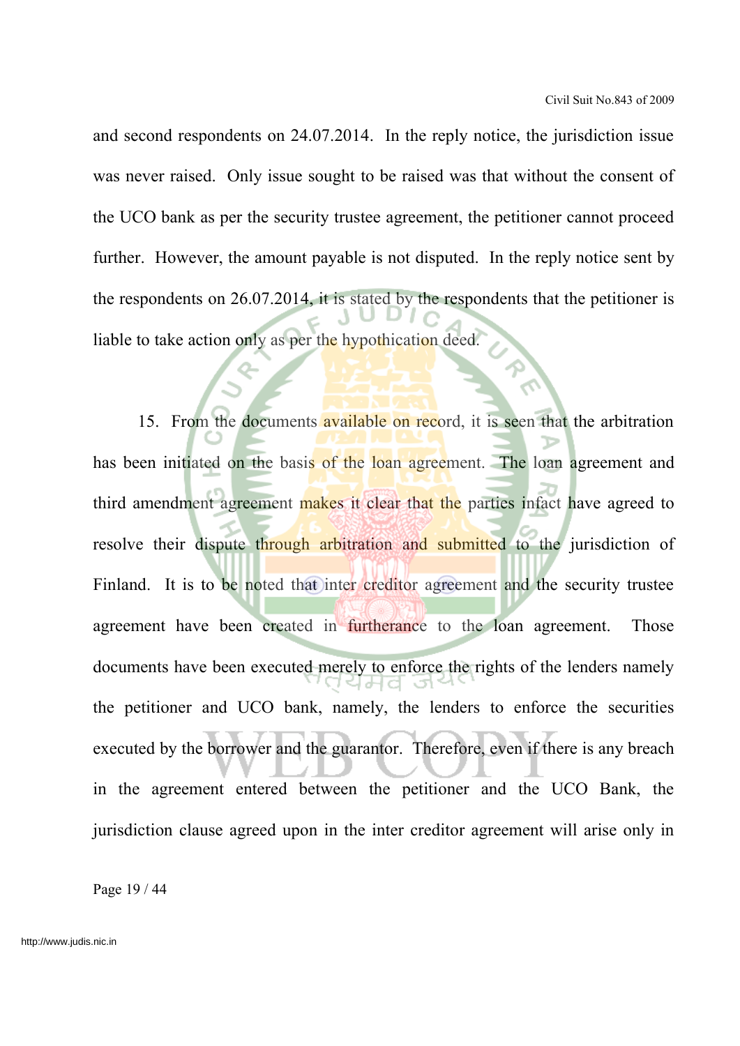and second respondents on 24.07.2014. In the reply notice, the jurisdiction issue was never raised. Only issue sought to be raised was that without the consent of the UCO bank as per the security trustee agreement, the petitioner cannot proceed further. However, the amount payable is not disputed. In the reply notice sent by the respondents on 26.07.2014, it is stated by the respondents that the petitioner is liable to take action only as per the hypothication deed.

15. From the documents available on record, it is seen that the arbitration has been initiated on the basis of the loan agreement. The loan agreement and third amendment agreement makes it clear that the parties infact have agreed to resolve their dispute through arbitration and submitted to the jurisdiction of Finland. It is to be noted that inter creditor agreement and the security trustee agreement have been created in furtherance to the loan agreement. Those documents have been executed merely to enforce the rights of the lenders namely the petitioner and UCO bank, namely, the lenders to enforce the securities executed by the borrower and the guarantor. Therefore, even if there is any breach in the agreement entered between the petitioner and the UCO Bank, the jurisdiction clause agreed upon in the inter creditor agreement will arise only in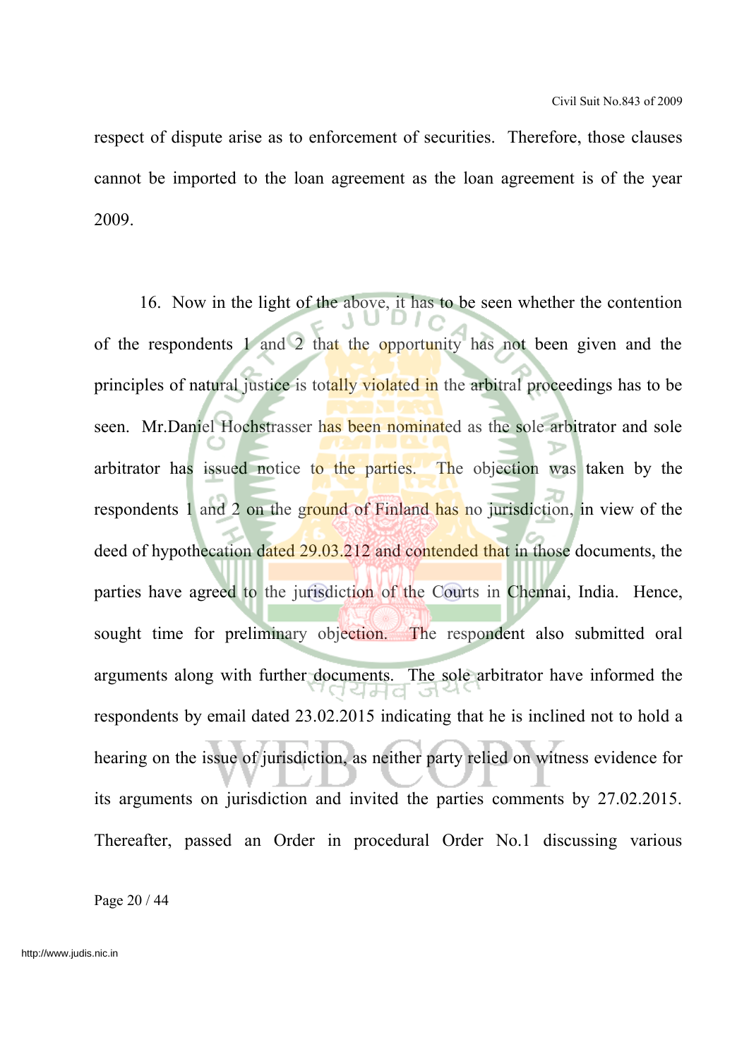respect of dispute arise as to enforcement of securities. Therefore, those clauses cannot be imported to the loan agreement as the loan agreement is of the year 2009.

16. Now in the light of the above, it has to be seen whether the contention of the respondents 1 and 2 that the opportunity has not been given and the principles of natural justice is totally violated in the arbitral proceedings has to be seen. Mr.Daniel Hochstrasser has been nominated as the sole arbitrator and sole arbitrator has issued notice to the parties. The objection was taken by the respondents 1 and 2 on the ground of Finland has no jurisdiction, in view of the deed of hypothecation dated 29.03.212 and contended that in those documents, the parties have agreed to the jurisdiction of the Courts in Chennai, India. Hence, sought time for preliminary objection. The respondent also submitted oral arguments along with further documents. The sole arbitrator have informed the respondents by email dated 23.02.2015 indicating that he is inclined not to hold a hearing on the issue of jurisdiction, as neither party relied on witness evidence for its arguments on jurisdiction and invited the parties comments by 27.02.2015. Thereafter, passed an Order in procedural Order No.1 discussing various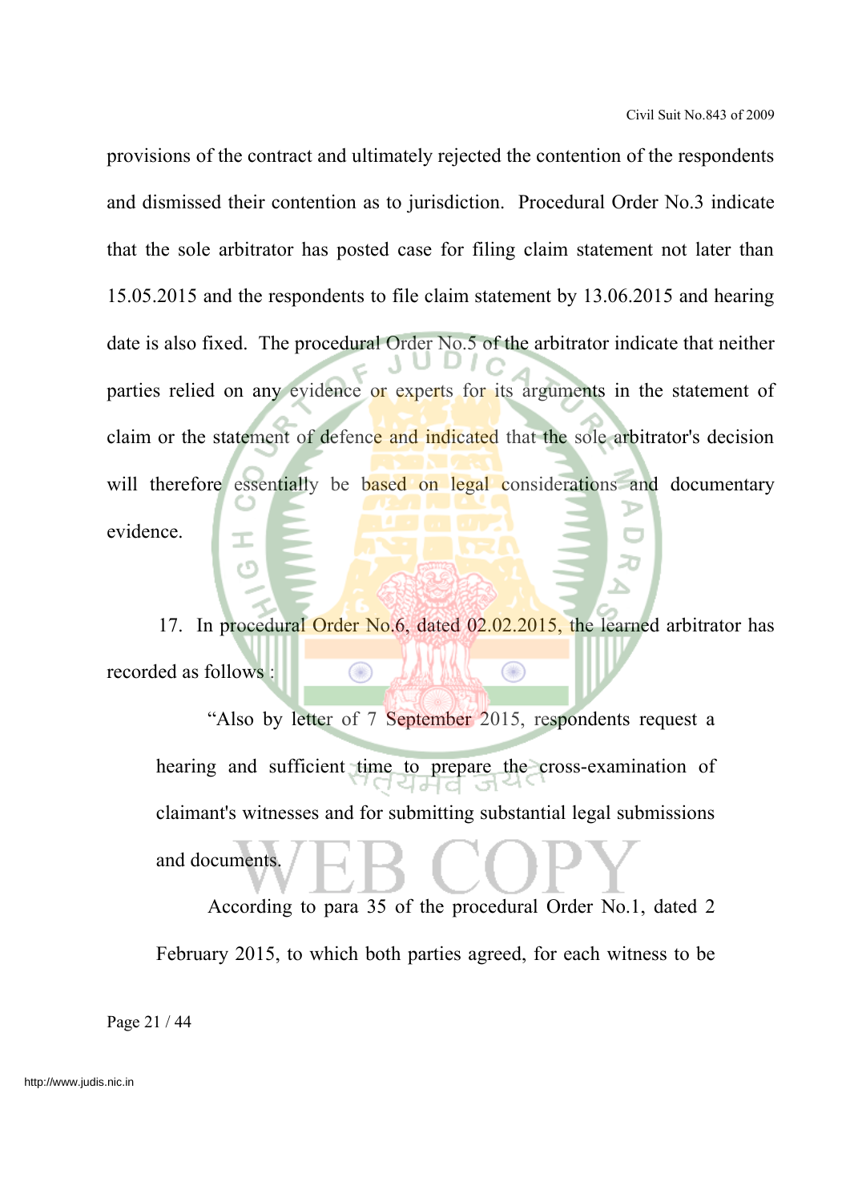provisions of the contract and ultimately rejected the contention of the respondents and dismissed their contention as to jurisdiction. Procedural Order No.3 indicate that the sole arbitrator has posted case for filing claim statement not later than 15.05.2015 and the respondents to file claim statement by 13.06.2015 and hearing date is also fixed. The procedural Order No.5 of the arbitrator indicate that neither parties relied on any evidence or experts for its arguments in the statement of claim or the statement of defence and indicated that the sole arbitrator's decision will therefore essentially be based on legal considerations and documentary evidence.

17. In procedural Order No.6, dated 02.02.2015, the learned arbitrator has recorded as follows :

> "Also by letter of 7 September 2015, respondents request a hearing and sufficient time to prepare the cross-examination of claimant's witnesses and for submitting substantial legal submissions and documents.
>
> According to para 35 of the procedural Order No.1, dated 2 February 2015, to which both parties agreed, for each witness to be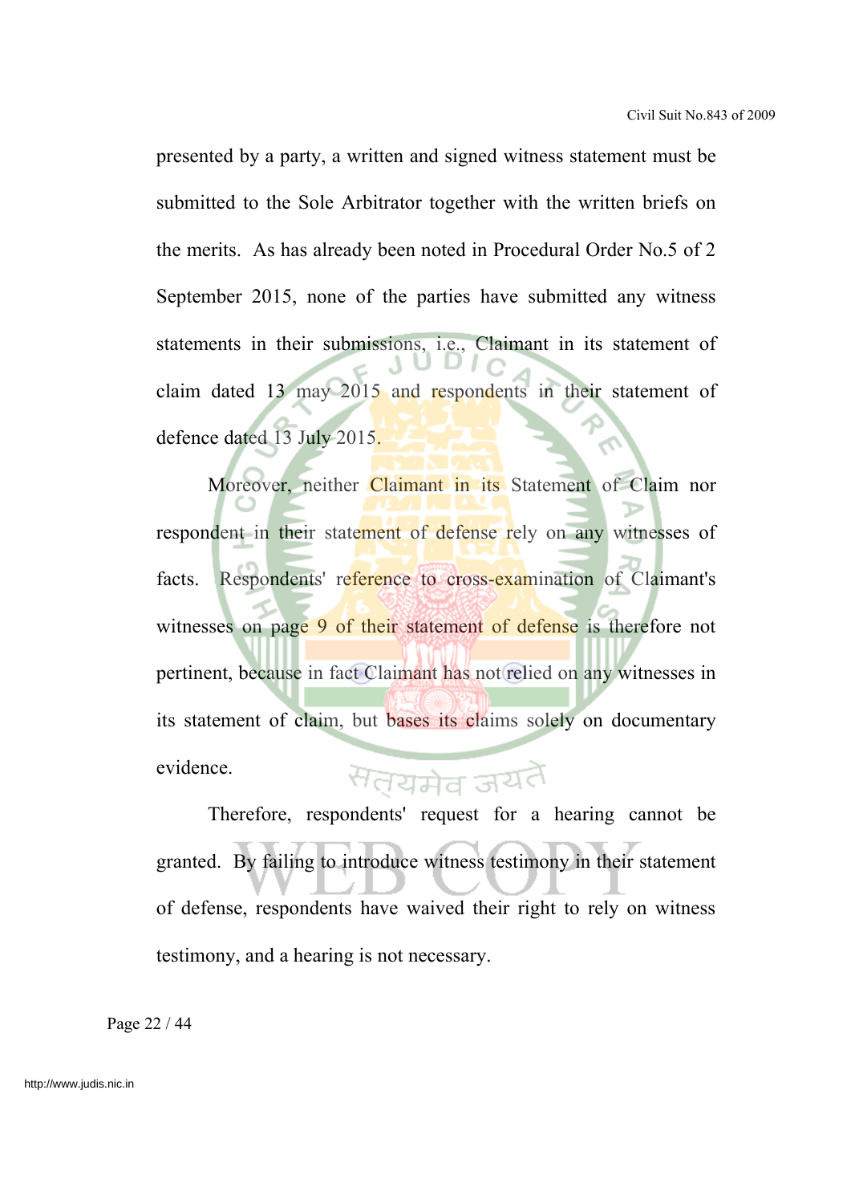presented by a party, a written and signed witness statement must be submitted to the Sole Arbitrator together with the written briefs on the merits. As has already been noted in Procedural Order No.5 of 2 September 2015, none of the parties have submitted any witness statements in their submissions, i.e., Claimant in its statement of claim dated 13 may 2015 and respondents in their statement of defence dated 13 July 2015.

Moreover, neither Claimant in its Statement of Claim nor respondent in their statement of defense rely on any witnesses of facts. Respondents' reference to cross-examination of Claimant's witnesses on page 9 of their statement of defense is therefore not pertinent, because in fact Claimant has not relied on any witnesses in its statement of claim, but bases its claims solely on documentary evidence.

Therefore, respondents' request for a hearing cannot be granted. By failing to introduce witness testimony in their statement of defense, respondents have waived their right to rely on witness testimony, and a hearing is not necessary.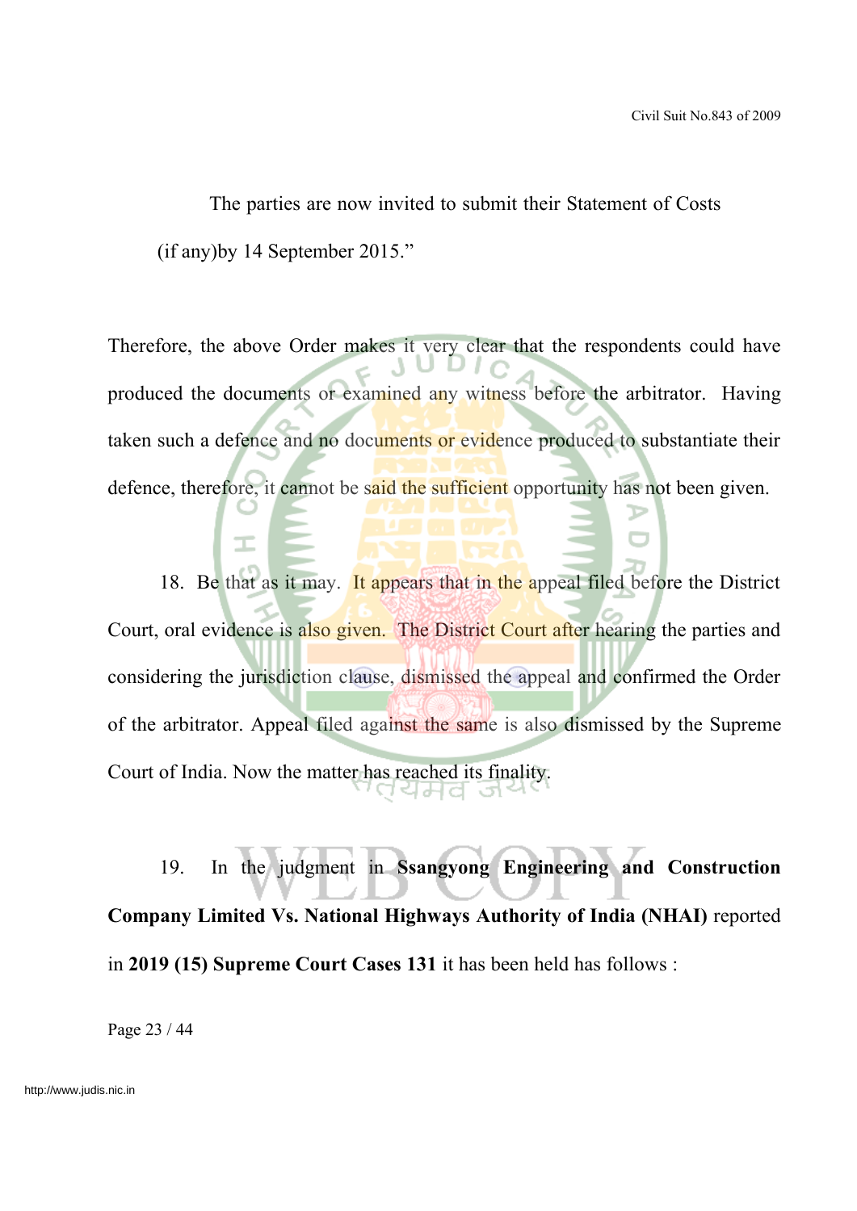The parties are now invited to submit their Statement of Costs (if any)by 14 September 2015."

Therefore, the above Order makes it very clear that the respondents could have produced the documents or examined any witness before the arbitrator. Having taken such a defence and no documents or evidence produced to substantiate their defence, therefore, it cannot be said the sufficient opportunity has not been given.

18. Be that as it may. It appears that in the appeal filed before the District Court, oral evidence is also given. The District Court after hearing the parties and considering the jurisdiction clause, dismissed the appeal and confirmed the Order of the arbitrator. Appeal filed against the same is also dismissed by the Supreme Court of India. Now the matter has reached its finality.

19. In the judgment in **Ssangyong Engineering and Construction Company Limited Vs. National Highways Authority of India (NHAI)** reported in **2019 (15) Supreme Court Cases 131** it has been held has follows :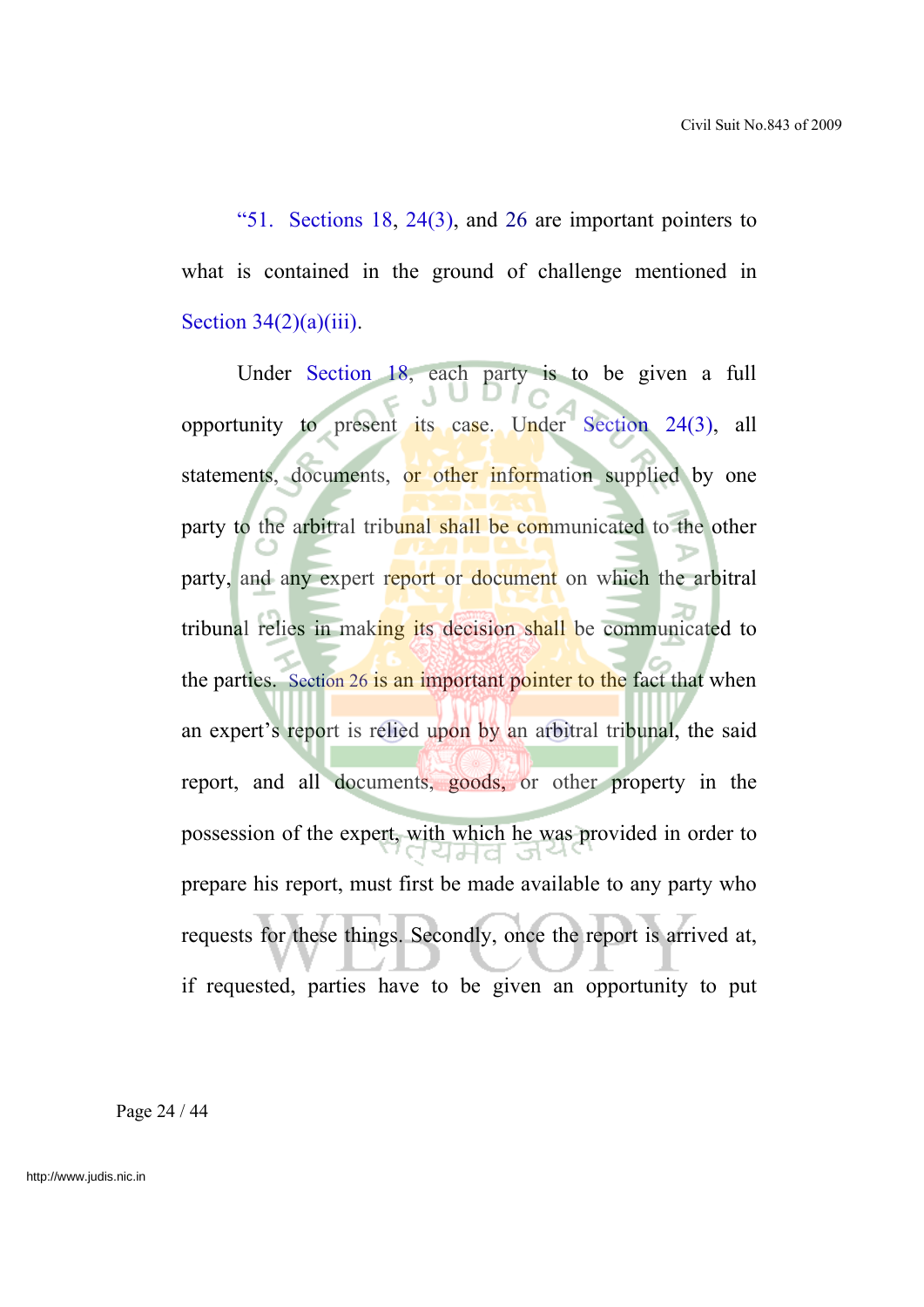"51. Sections 18, 24(3), and 26 are important pointers to what is contained in the ground of challenge mentioned in Section 34(2)(a)(iii).

Under Section 18, each party is to be given a full opportunity to present its case. Under Section 24(3), all statements, documents, or other information supplied by one party to the arbitral tribunal shall be communicated to the other party, and any expert report or document on which the arbitral tribunal relies in making its decision shall be communicated to the parties. Section 26 is an important pointer to the fact that when an expert's report is relied upon by an arbitral tribunal, the said report, and all documents, goods, or other property in the possession of the expert, with which he was provided in order to prepare his report, must first be made available to any party who requests for these things. Secondly, once the report is arrived at, if requested, parties have to be given an opportunity to put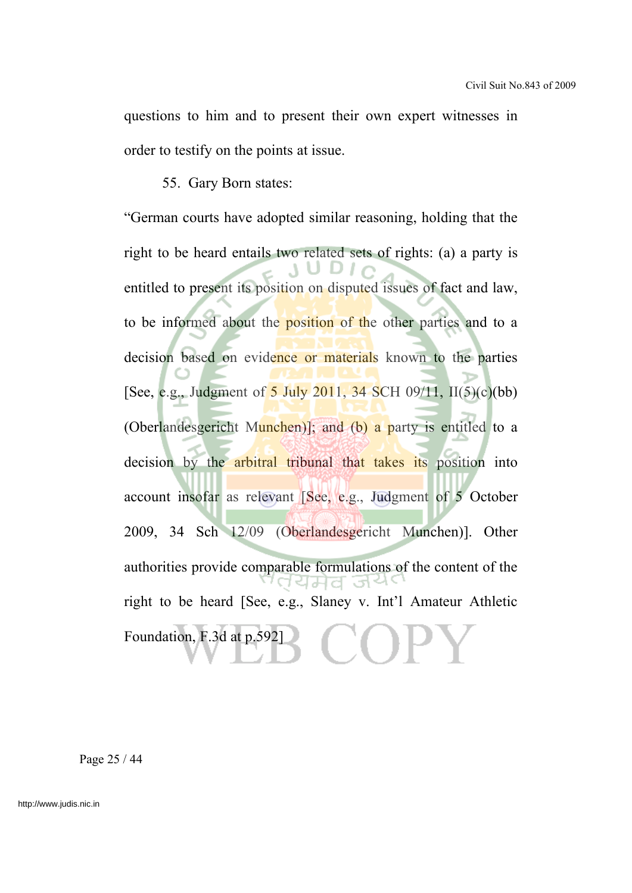questions to him and to present their own expert witnesses in order to testify on the points at issue.

55. Gary Born states:

"German courts have adopted similar reasoning, holding that the right to be heard entails two related sets of rights: (a) a party is entitled to present its position on disputed issues of fact and law, to be informed about the position of the other parties and to a decision based on evidence or materials known to the parties [See, e.g., Judgment of 5 July 2011, 34 SCH 09/11, II(5)(c)(bb) (Oberlandesgericht Munchen)]; and (b) a party is entitled to a decision by the arbitral tribunal that takes its position into account insofar as relevant [See, e.g., Judgment of 5 October 2009, 34 Sch 12/09 (Oberlandesgericht Munchen)]. Other authorities provide comparable formulations of the content of the right to be heard [See, e.g., Slaney v. Int'l Amateur Athletic Foundation, F.3d at p.592]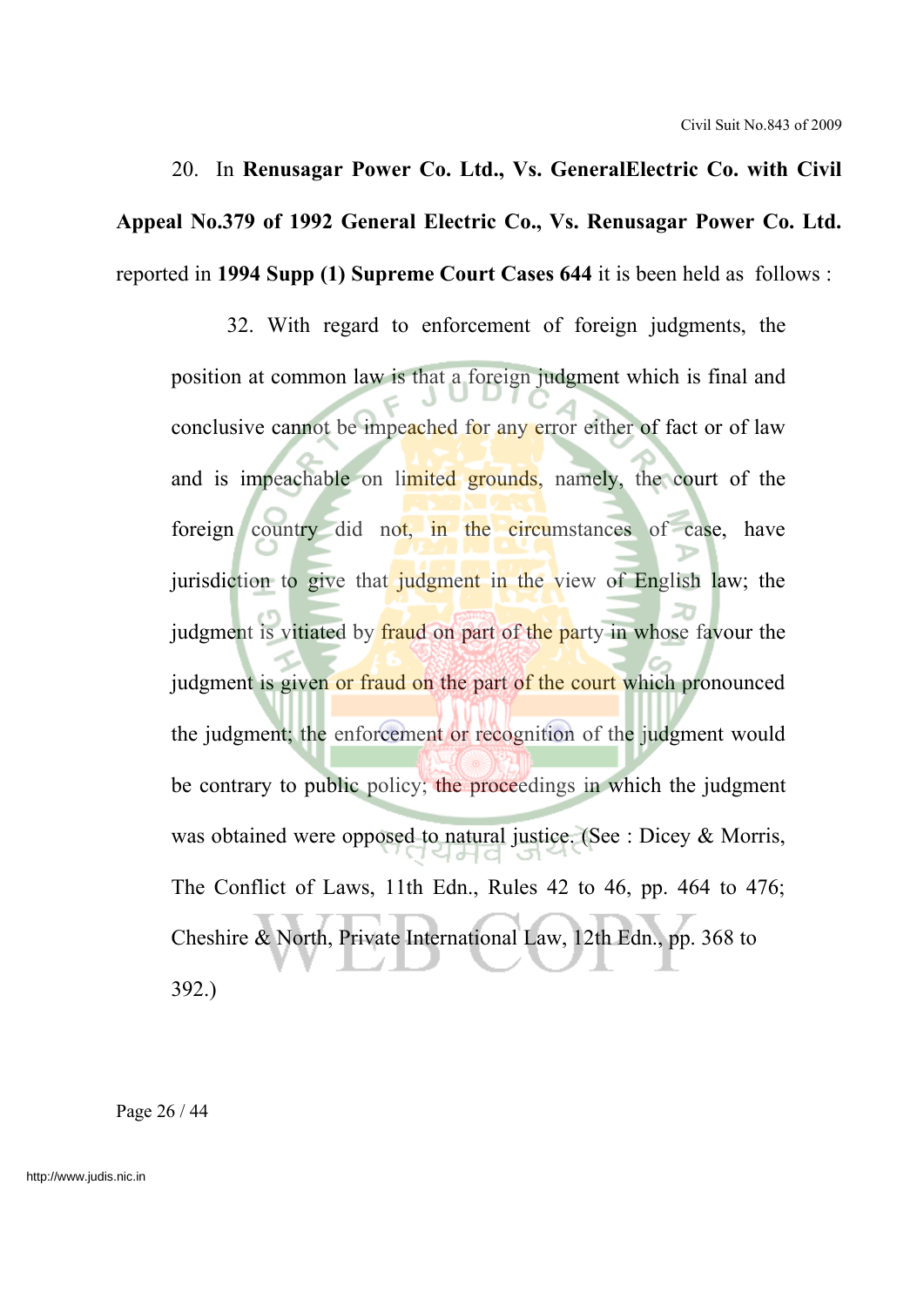20. In **Renusagar Power Co. Ltd., Vs. GeneralElectric Co. with Civil Appeal No.379 of 1992 General Electric Co., Vs. Renusagar Power Co. Ltd.** reported in **1994 Supp (1) Supreme Court Cases 644** it is been held as follows :

> 32. With regard to enforcement of foreign judgments, the position at common law is that a foreign judgment which is final and conclusive cannot be impeached for any error either of fact or of law and is impeachable on limited grounds, namely, the court of the foreign country did not, in the circumstances of case, have jurisdiction to give that judgment in the view of English law; the judgment is vitiated by fraud on part of the party in whose favour the judgment is given or fraud on the part of the court which pronounced the judgment; the enforcement or recognition of the judgment would be contrary to public policy; the proceedings in which the judgment was obtained were opposed to natural justice. (See : Dicey & Morris, The Conflict of Laws, 11th Edn., Rules 42 to 46, pp. 464 to 476; Cheshire & North, Private International Law, 12th Edn., pp. 368 to 392.)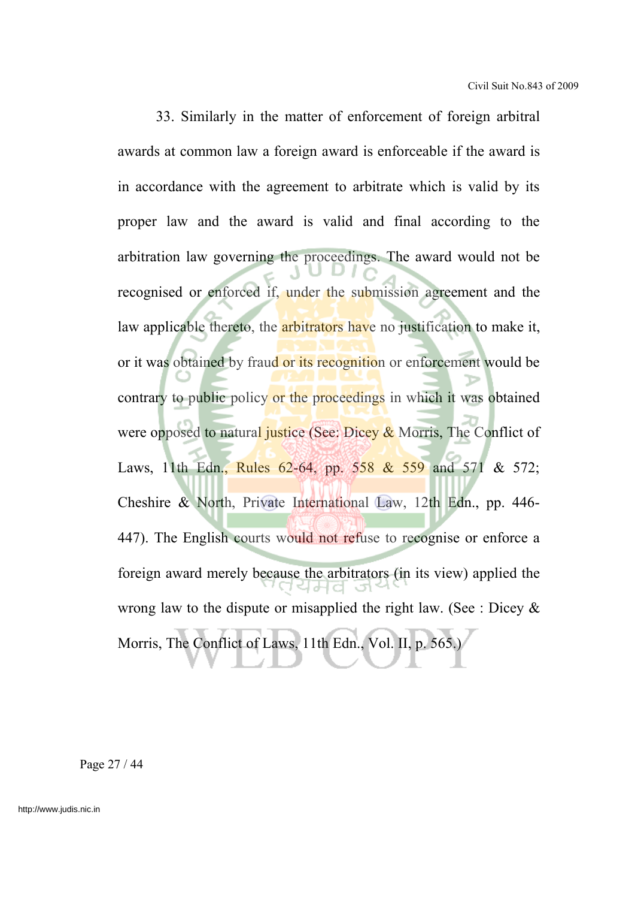33. Similarly in the matter of enforcement of foreign arbitral awards at common law a foreign award is enforceable if the award is in accordance with the agreement to arbitrate which is valid by its proper law and the award is valid and final according to the arbitration law governing the proceedings. The award would not be recognised or enforced if, under the submission agreement and the law applicable thereto, the arbitrators have no justification to make it, or it was obtained by fraud or its recognition or enforcement would be contrary to public policy or the proceedings in which it was obtained were opposed to natural justice (See: Dicey & Morris, The Conflict of Laws, 11th Edn., Rules 62-64, pp. 558 & 559 and 571 & 572; Cheshire & North, Private International Law, 12th Edn., pp. 446-447). The English courts would not refuse to recognise or enforce a foreign award merely because the arbitrators (in its view) applied the wrong law to the dispute or misapplied the right law. (See : Dicey & Morris, The Conflict of Laws, 11th Edn., Vol. II, p. 565.)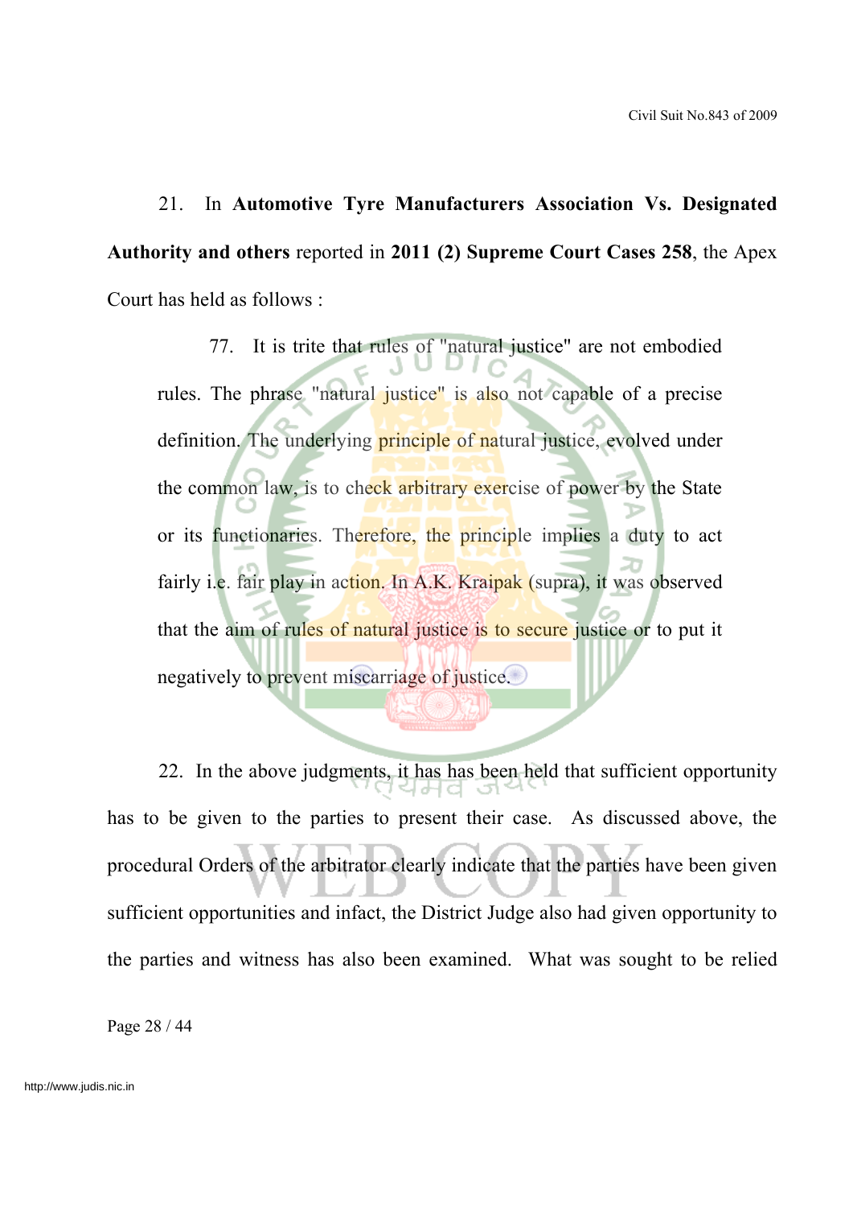21. In **Automotive Tyre Manufacturers Association Vs. Designated Authority and others** reported in **2011 (2) Supreme Court Cases 258**, the Apex Court has held as follows :

> 77. It is trite that rules of "natural justice" are not embodied rules. The phrase "natural justice" is also not capable of a precise definition. The underlying principle of natural justice, evolved under the common law, is to check arbitrary exercise of power by the State or its functionaries. Therefore, the principle implies a duty to act fairly i.e. fair play in action. In A.K. Kraipak (supra), it was observed that the aim of rules of natural justice is to secure justice or to put it negatively to prevent miscarriage of justice.

22. In the above judgments, it has has been held that sufficient opportunity has to be given to the parties to present their case. As discussed above, the procedural Orders of the arbitrator clearly indicate that the parties have been given sufficient opportunities and infact, the District Judge also had given opportunity to the parties and witness has also been examined. What was sought to be relied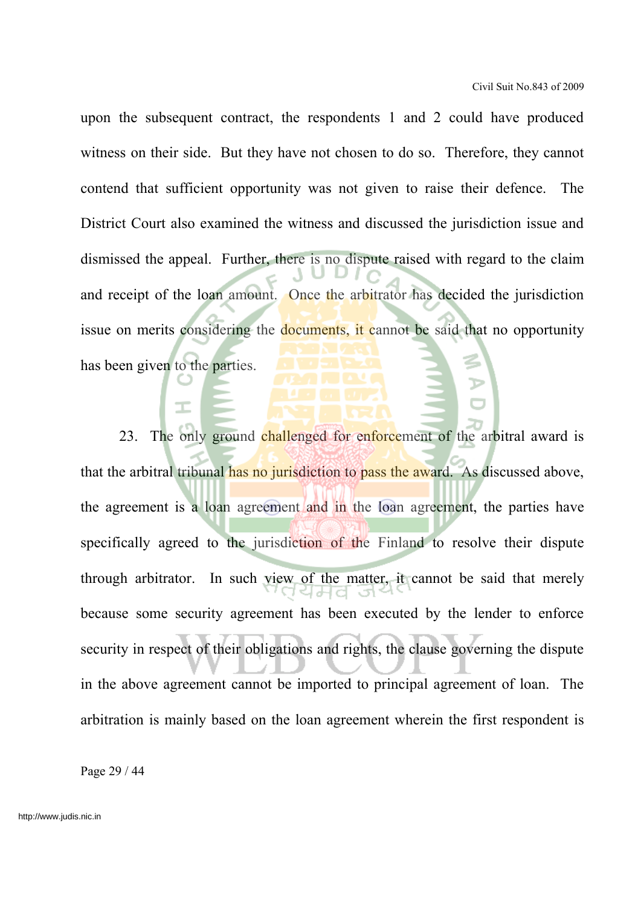upon the subsequent contract, the respondents 1 and 2 could have produced witness on their side. But they have not chosen to do so. Therefore, they cannot contend that sufficient opportunity was not given to raise their defence. The District Court also examined the witness and discussed the jurisdiction issue and dismissed the appeal. Further, there is no dispute raised with regard to the claim and receipt of the loan amount. Once the arbitrator has decided the jurisdiction issue on merits considering the documents, it cannot be said that no opportunity has been given to the parties.

23. The only ground challenged for enforcement of the arbitral award is that the arbitral tribunal has no jurisdiction to pass the award. As discussed above, the agreement is a loan agreement and in the loan agreement, the parties have specifically agreed to the jurisdiction of the Finland to resolve their dispute through arbitrator. In such view of the matter, it cannot be said that merely because some security agreement has been executed by the lender to enforce security in respect of their obligations and rights, the clause governing the dispute in the above agreement cannot be imported to principal agreement of loan. The arbitration is mainly based on the loan agreement wherein the first respondent is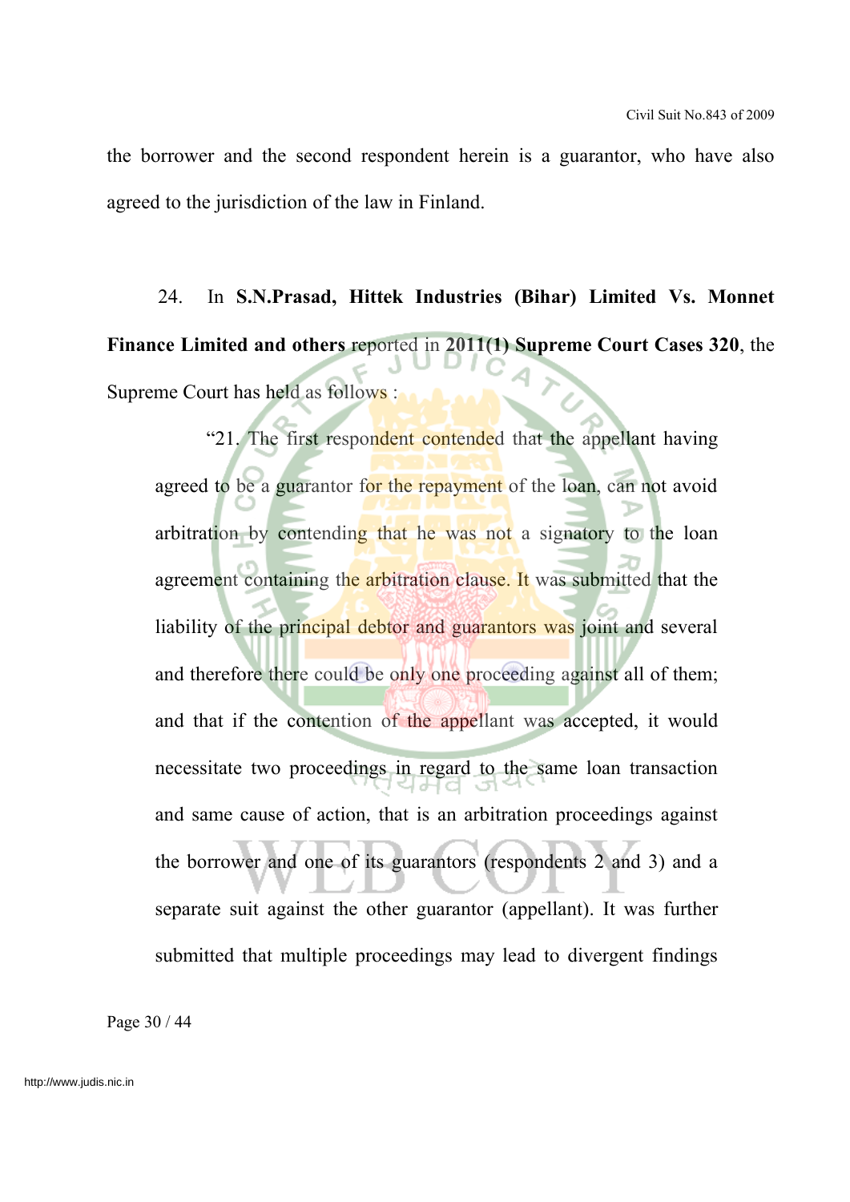the borrower and the second respondent herein is a guarantor, who have also agreed to the jurisdiction of the law in Finland.

24. In **S.N.Prasad, Hittek Industries (Bihar) Limited Vs. Monnet Finance Limited and others** reported in **2011(1) Supreme Court Cases 320**, the Supreme Court has held as follows :

> "21. The first respondent contended that the appellant having agreed to be a guarantor for the repayment of the loan, can not avoid arbitration by contending that he was not a signatory to the loan agreement containing the arbitration clause. It was submitted that the liability of the principal debtor and guarantors was joint and several and therefore there could be only one proceeding against all of them; and that if the contention of the appellant was accepted, it would necessitate two proceedings in regard to the same loan transaction and same cause of action, that is an arbitration proceedings against the borrower and one of its guarantors (respondents 2 and 3) and a separate suit against the other guarantor (appellant). It was further submitted that multiple proceedings may lead to divergent findings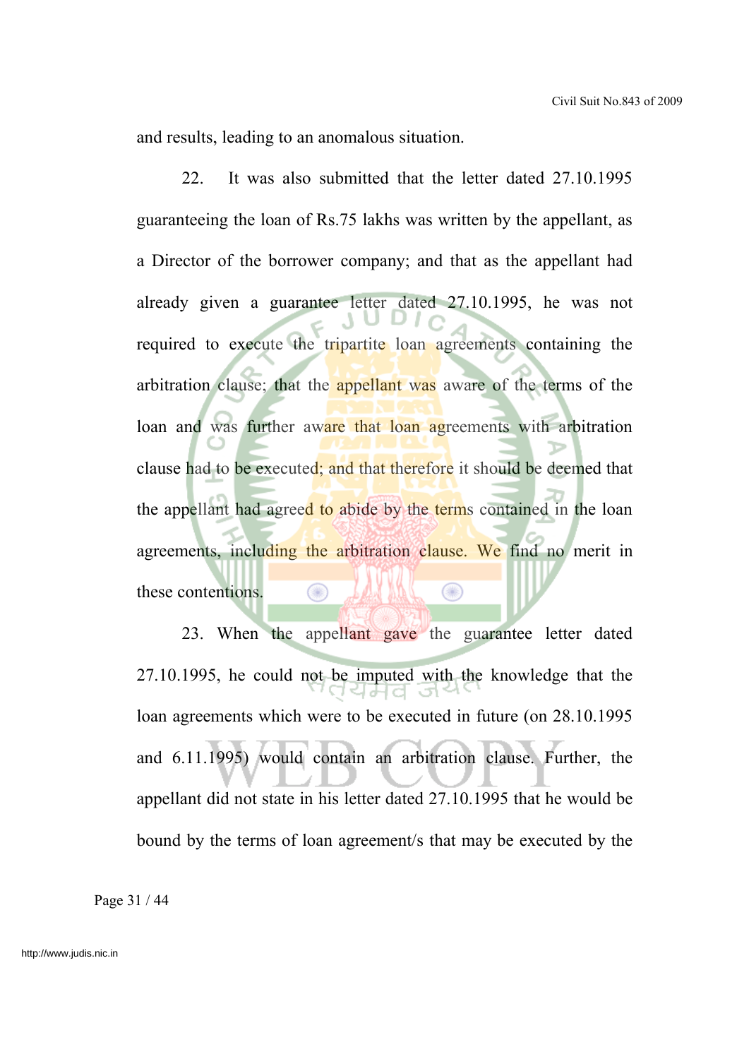and results, leading to an anomalous situation.

22. It was also submitted that the letter dated 27.10.1995 guaranteeing the loan of Rs.75 lakhs was written by the appellant, as a Director of the borrower company; and that as the appellant had already given a guarantee letter dated 27.10.1995, he was not required to execute the tripartite loan agreements containing the arbitration clause; that the appellant was aware of the terms of the loan and was further aware that loan agreements with arbitration clause had to be executed; and that therefore it should be deemed that the appellant had agreed to abide by the terms contained in the loan agreements, including the arbitration clause. We find no merit in these contentions.

23. When the appellant gave the guarantee letter dated 27.10.1995, he could not be imputed with the knowledge that the loan agreements which were to be executed in future (on 28.10.1995 and 6.11.1995) would contain an arbitration clause. Further, the appellant did not state in his letter dated 27.10.1995 that he would be bound by the terms of loan agreement/s that may be executed by the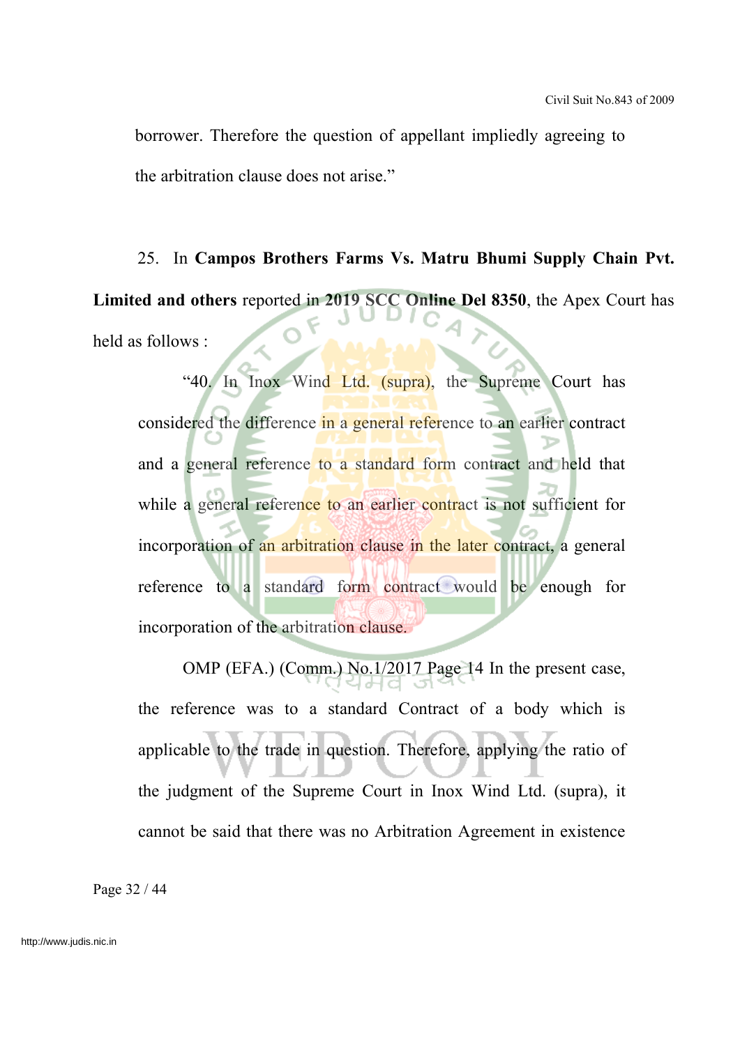borrower. Therefore the question of appellant impliedly agreeing to the arbitration clause does not arise."

25. In **Campos Brothers Farms Vs. Matru Bhumi Supply Chain Pvt. Limited and others** reported in **2019 SCC Online Del 8350**, the Apex Court has held as follows :

> "40. In Inox Wind Ltd. (supra), the Supreme Court has considered the difference in a general reference to an earlier contract and a general reference to a standard form contract and held that while a general reference to an earlier contract is not sufficient for incorporation of an arbitration clause in the later contract, a general reference to a standard form contract would be enough for incorporation of the arbitration clause.
>
> OMP (EFA.) (Comm.) No.1/2017 Page 14 In the present case, the reference was to a standard Contract of a body which is applicable to the trade in question. Therefore, applying the ratio of the judgment of the Supreme Court in Inox Wind Ltd. (supra), it cannot be said that there was no Arbitration Agreement in existence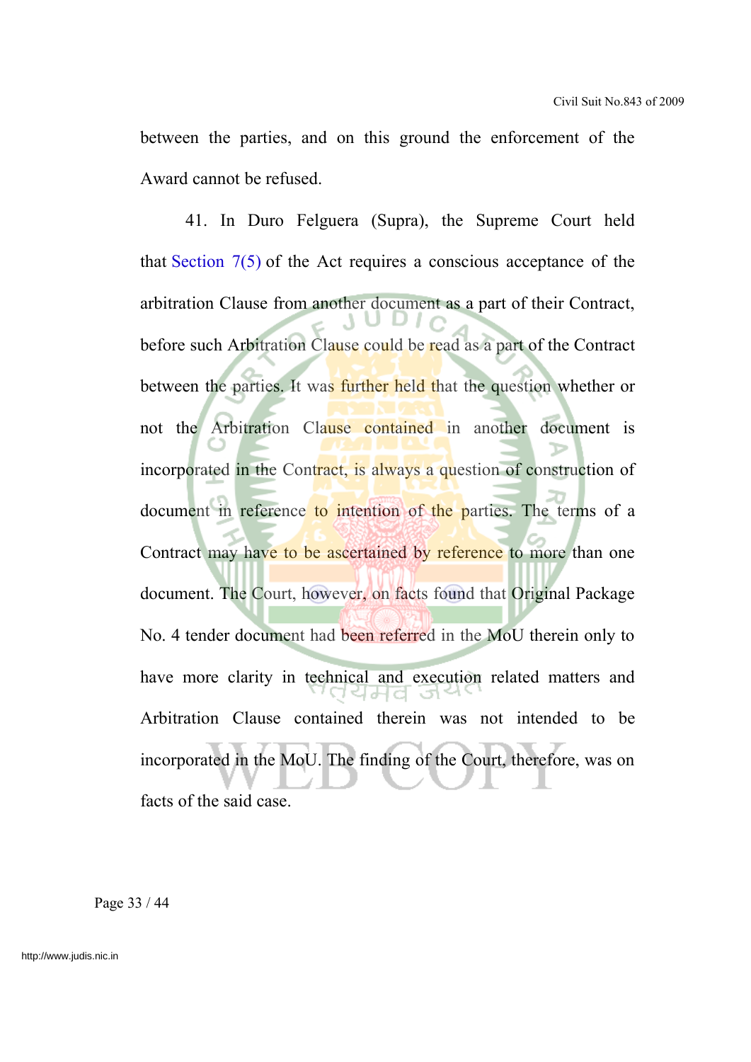between the parties, and on this ground the enforcement of the Award cannot be refused.

41. In Duro Felguera (Supra), the Supreme Court held that Section 7(5) of the Act requires a conscious acceptance of the arbitration Clause from another document as a part of their Contract, before such Arbitration Clause could be read as a part of the Contract between the parties. It was further held that the question whether or not the Arbitration Clause contained in another document is incorporated in the Contract, is always a question of construction of document in reference to intention of the parties. The terms of a Contract may have to be ascertained by reference to more than one document. The Court, however, on facts found that Original Package No. 4 tender document had been referred in the MoU therein only to have more clarity in technical and execution related matters and Arbitration Clause contained therein was not intended to be incorporated in the MoU. The finding of the Court, therefore, was on facts of the said case.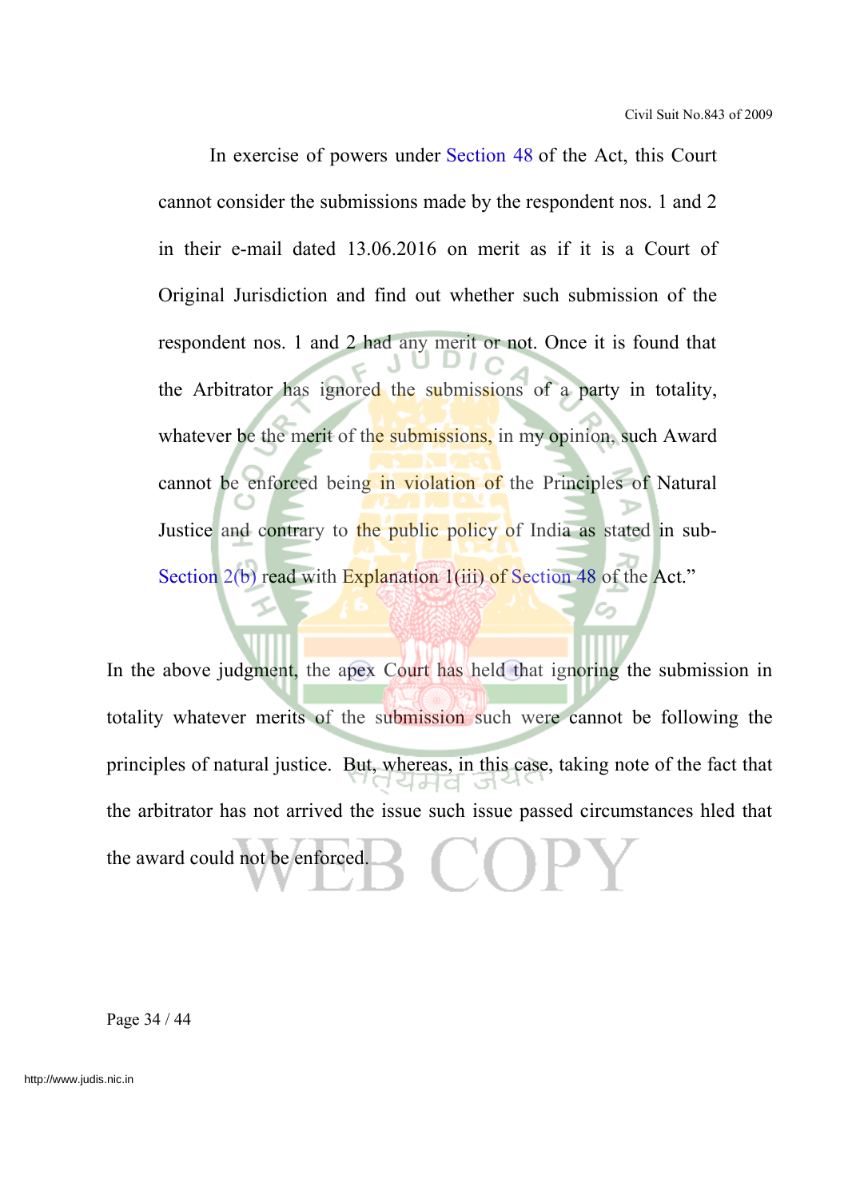In exercise of powers under Section 48 of the Act, this Court cannot consider the submissions made by the respondent nos. 1 and 2 in their e-mail dated 13.06.2016 on merit as if it is a Court of Original Jurisdiction and find out whether such submission of the respondent nos. 1 and 2 had any merit or not. Once it is found that the Arbitrator has ignored the submissions of a party in totality, whatever be the merit of the submissions, in my opinion, such Award cannot be enforced being in violation of the Principles of Natural Justice and contrary to the public policy of India as stated in sub-Section 2(b) read with Explanation 1(iii) of Section 48 of the Act."

In the above judgment, the apex Court has held that ignoring the submission in totality whatever merits of the submission such were cannot be following the principles of natural justice. But, whereas, in this case, taking note of the fact that the arbitrator has not arrived the issue such issue passed circumstances hled that the award could not be enforced.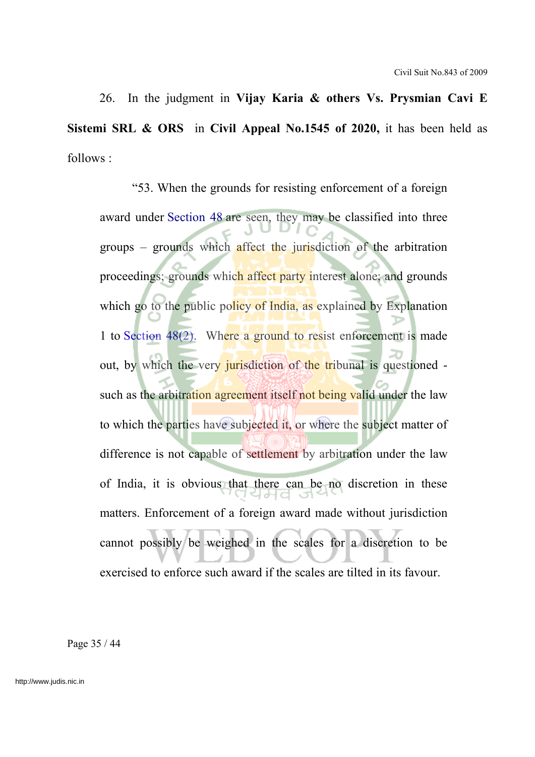26. In the judgment in **Vijay Karia & others Vs. Prysmian Cavi E Sistemi SRL & ORS** in **Civil Appeal No.1545 of 2020,** it has been held as follows :

> "53. When the grounds for resisting enforcement of a foreign award under Section 48 are seen, they may be classified into three groups – grounds which affect the jurisdiction of the arbitration proceedings; grounds which affect party interest alone; and grounds which go to the public policy of India, as explained by Explanation 1 to Section 48(2). Where a ground to resist enforcement is made out, by which the very jurisdiction of the tribunal is questioned - such as the arbitration agreement itself not being valid under the law to which the parties have subjected it, or where the subject matter of difference is not capable of settlement by arbitration under the law of India, it is obvious that there can be no discretion in these matters. Enforcement of a foreign award made without jurisdiction cannot possibly be weighed in the scales for a discretion to be exercised to enforce such award if the scales are tilted in its favour.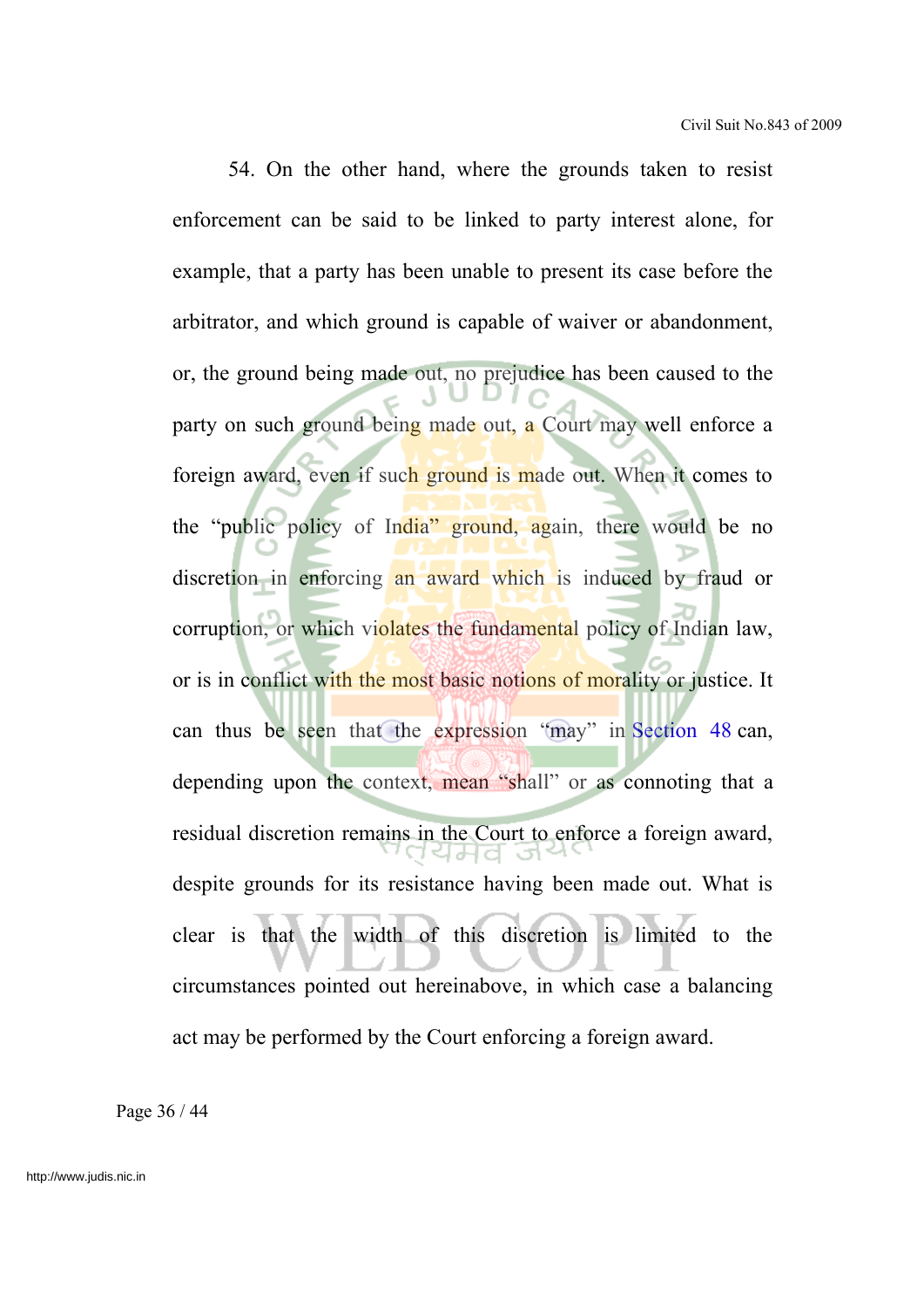54. On the other hand, where the grounds taken to resist enforcement can be said to be linked to party interest alone, for example, that a party has been unable to present its case before the arbitrator, and which ground is capable of waiver or abandonment, or, the ground being made out, no prejudice has been caused to the party on such ground being made out, a Court may well enforce a foreign award, even if such ground is made out. When it comes to the "public policy of India" ground, again, there would be no discretion in enforcing an award which is induced by fraud or corruption, or which violates the fundamental policy of Indian law, or is in conflict with the most basic notions of morality or justice. It can thus be seen that the expression "may" in Section 48 can, depending upon the context, mean "shall" or as connoting that a residual discretion remains in the Court to enforce a foreign award, despite grounds for its resistance having been made out. What is clear is that the width of this discretion is limited to the circumstances pointed out hereinabove, in which case a balancing act may be performed by the Court enforcing a foreign award.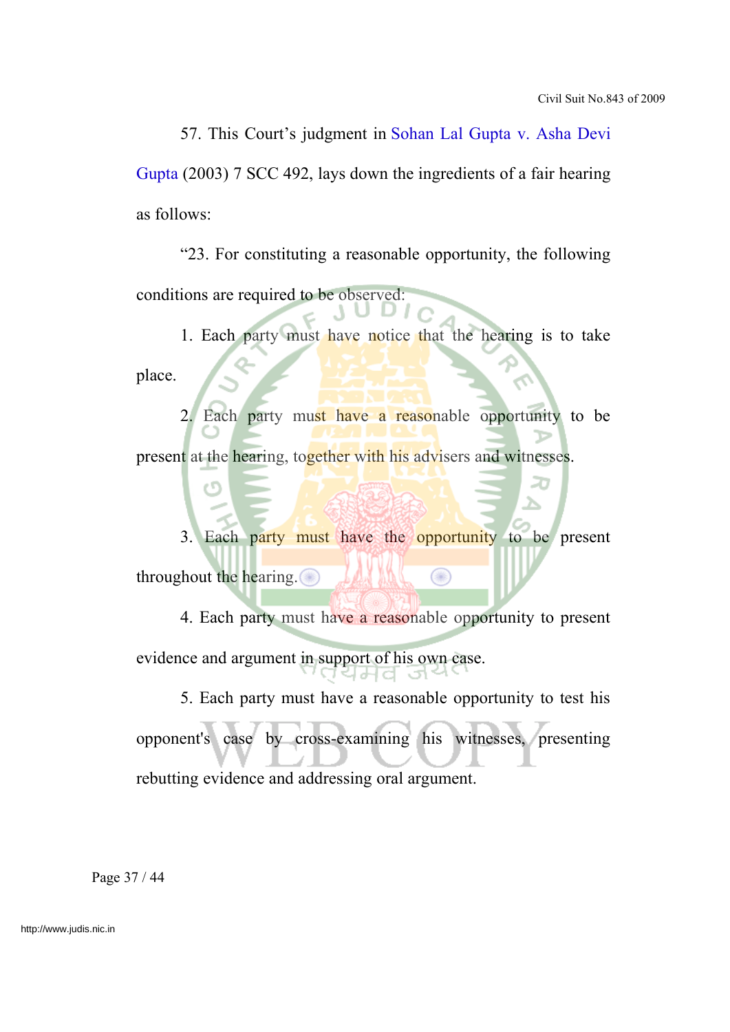57. This Court's judgment in Sohan Lal Gupta v. Asha Devi Gupta (2003) 7 SCC 492, lays down the ingredients of a fair hearing as follows:

"23. For constituting a reasonable opportunity, the following conditions are required to be observed:

1. Each party must have notice that the hearing is to take place.

2. Each party must have a reasonable opportunity to be present at the hearing, together with his advisers and witnesses.

3. Each party must have the opportunity to be present throughout the hearing.

4. Each party must have a reasonable opportunity to present evidence and argument in support of his own case.

5. Each party must have a reasonable opportunity to test his opponent's case by cross-examining his witnesses, presenting rebutting evidence and addressing oral argument.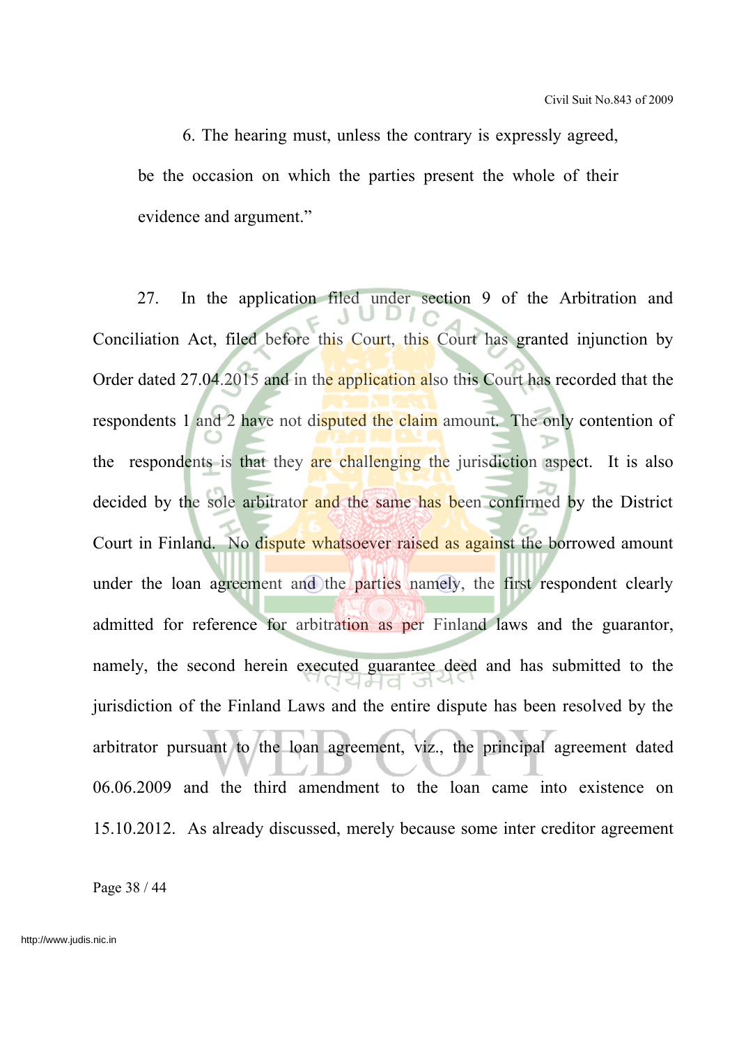6. The hearing must, unless the contrary is expressly agreed, be the occasion on which the parties present the whole of their evidence and argument."

27. In the application filed under section 9 of the Arbitration and Conciliation Act, filed before this Court, this Court has granted injunction by Order dated 27.04.2015 and in the application also this Court has recorded that the respondents 1 and 2 have not disputed the claim amount. The only contention of the respondents is that they are challenging the jurisdiction aspect. It is also decided by the sole arbitrator and the same has been confirmed by the District Court in Finland. No dispute whatsoever raised as against the borrowed amount under the loan agreement and the parties namely, the first respondent clearly admitted for reference for arbitration as per Finland laws and the guarantor, namely, the second herein executed guarantee deed and has submitted to the jurisdiction of the Finland Laws and the entire dispute has been resolved by the arbitrator pursuant to the loan agreement, viz., the principal agreement dated 06.06.2009 and the third amendment to the loan came into existence on 15.10.2012. As already discussed, merely because some inter creditor agreement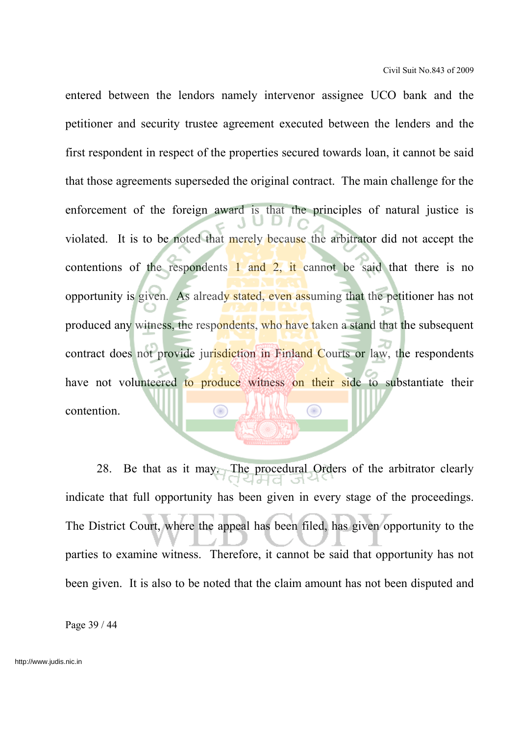entered between the lendors namely intervenor assignee UCO bank and the petitioner and security trustee agreement executed between the lenders and the first respondent in respect of the properties secured towards loan, it cannot be said that those agreements superseded the original contract. The main challenge for the enforcement of the foreign award is that the principles of natural justice is violated. It is to be noted that merely because the arbitrator did not accept the contentions of the respondents 1 and 2, it cannot be said that there is no opportunity is given. As already stated, even assuming that the petitioner has not produced any witness, the respondents, who have taken a stand that the subsequent contract does not provide jurisdiction in Finland Courts or law, the respondents have not volunteered to produce witness on their side to substantiate their contention.

28. Be that as it may. The procedural Orders of the arbitrator clearly indicate that full opportunity has been given in every stage of the proceedings. The District Court, where the appeal has been filed, has given opportunity to the parties to examine witness. Therefore, it cannot be said that opportunity has not been given. It is also to be noted that the claim amount has not been disputed and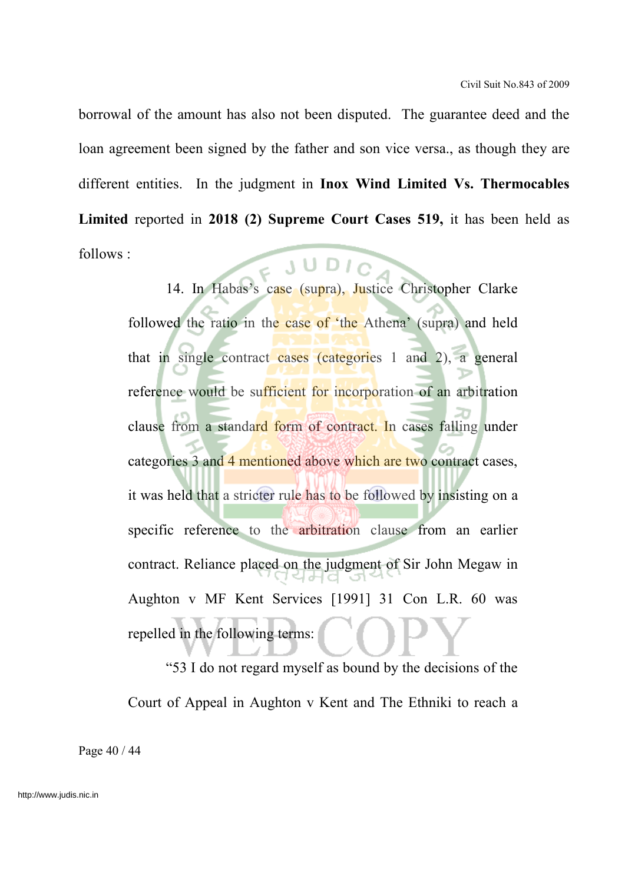borrowal of the amount has also not been disputed. The guarantee deed and the loan agreement been signed by the father and son vice versa., as though they are different entities. In the judgment in **Inox Wind Limited Vs. Thermocables Limited** reported in **2018 (2) Supreme Court Cases 519,** it has been held as follows :

> 14. In Habas's case (supra), Justice Christopher Clarke followed the ratio in the case of 'the Athena' (supra) and held that in single contract cases (categories 1 and 2), a general reference would be sufficient for incorporation of an arbitration clause from a standard form of contract. In cases falling under categories 3 and 4 mentioned above which are two contract cases, it was held that a stricter rule has to be followed by insisting on a specific reference to the arbitration clause from an earlier contract. Reliance placed on the judgment of Sir John Megaw in Aughton v MF Kent Services [1991] 31 Con L.R. 60 was repelled in the following terms:
>
> "53 I do not regard myself as bound by the decisions of the Court of Appeal in Aughton v Kent and The Ethniki to reach a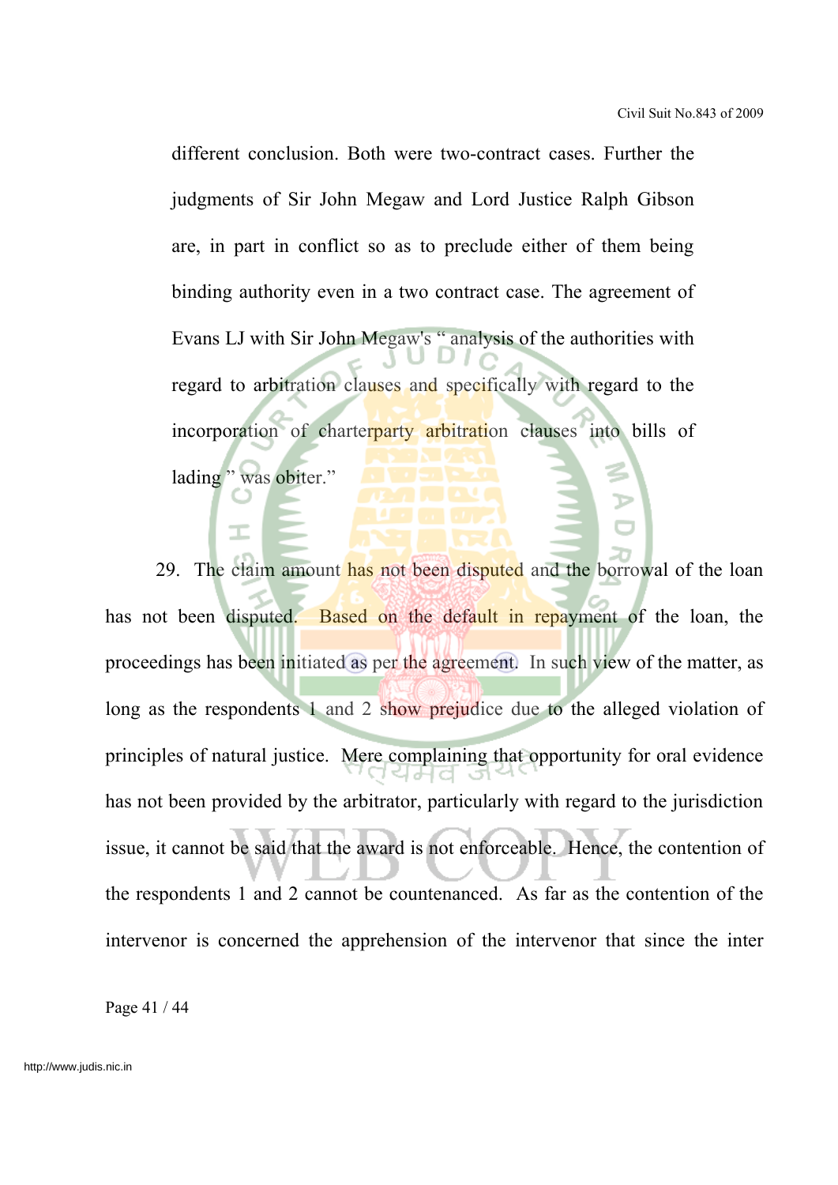different conclusion. Both were two-contract cases. Further the judgments of Sir John Megaw and Lord Justice Ralph Gibson are, in part in conflict so as to preclude either of them being binding authority even in a two contract case. The agreement of Evans LJ with Sir John Megaw's " analysis of the authorities with regard to arbitration clauses and specifically with regard to the incorporation of charterparty arbitration clauses into bills of lading " was obiter."

29. The claim amount has not been disputed and the borrowal of the loan has not been disputed. Based on the default in repayment of the loan, the proceedings has been initiated as per the agreement. In such view of the matter, as long as the respondents 1 and 2 show prejudice due to the alleged violation of principles of natural justice. Mere complaining that opportunity for oral evidence has not been provided by the arbitrator, particularly with regard to the jurisdiction issue, it cannot be said that the award is not enforceable. Hence, the contention of the respondents 1 and 2 cannot be countenanced. As far as the contention of the intervenor is concerned the apprehension of the intervenor that since the inter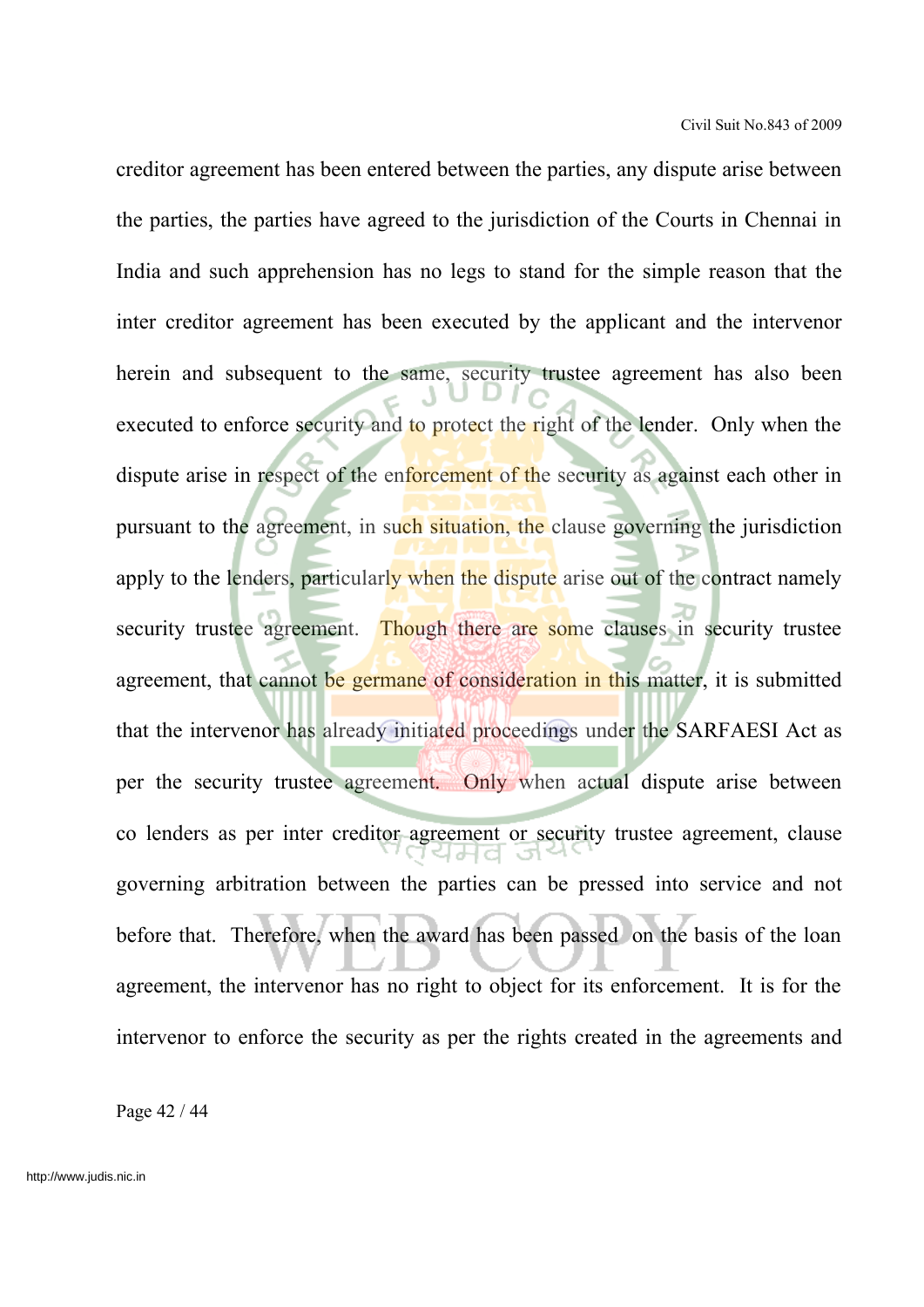creditor agreement has been entered between the parties, any dispute arise between the parties, the parties have agreed to the jurisdiction of the Courts in Chennai in India and such apprehension has no legs to stand for the simple reason that the inter creditor agreement has been executed by the applicant and the intervenor herein and subsequent to the same, security trustee agreement has also been executed to enforce security and to protect the right of the lender. Only when the dispute arise in respect of the enforcement of the security as against each other in pursuant to the agreement, in such situation, the clause governing the jurisdiction apply to the lenders, particularly when the dispute arise out of the contract namely security trustee agreement. Though there are some clauses in security trustee agreement, that cannot be germane of consideration in this matter, it is submitted that the intervenor has already initiated proceedings under the SARFAESI Act as per the security trustee agreement. Only when actual dispute arise between co lenders as per inter creditor agreement or security trustee agreement, clause governing arbitration between the parties can be pressed into service and not before that. Therefore, when the award has been passed on the basis of the loan agreement, the intervenor has no right to object for its enforcement. It is for the intervenor to enforce the security as per the rights created in the agreements and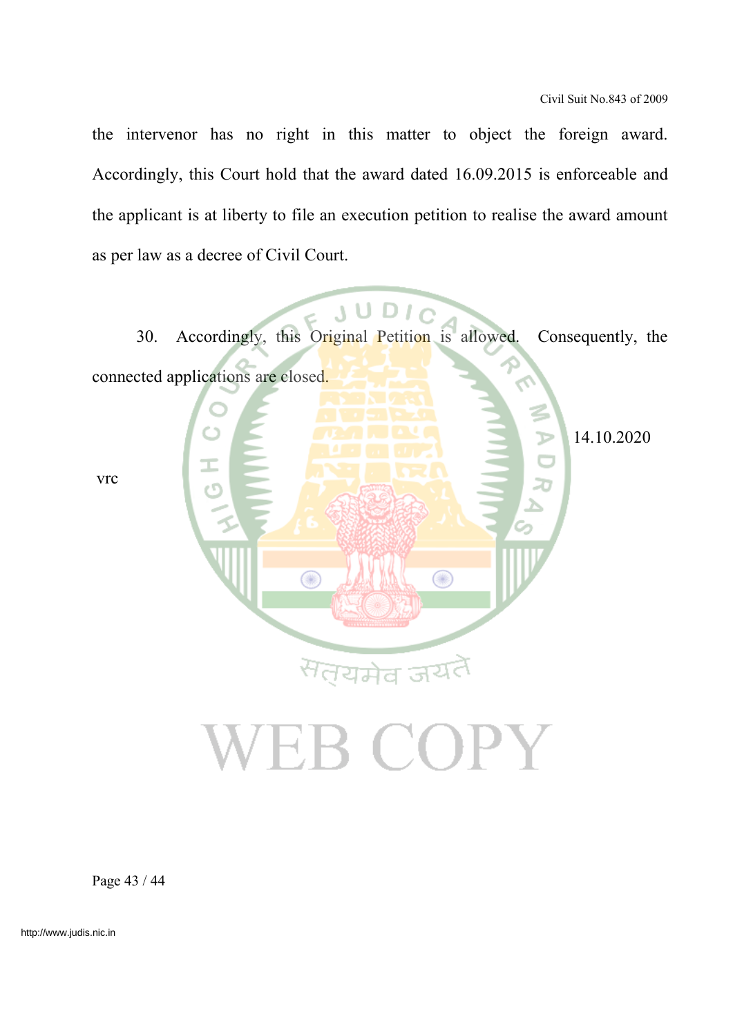the intervenor has no right in this matter to object the foreign award. Accordingly, this Court hold that the award dated 16.09.2015 is enforceable and the applicant is at liberty to file an execution petition to realise the award amount as per law as a decree of Civil Court.

30. Accordingly, this Original Petition is allowed. Consequently, the connected applications are closed.

14.10.2020

vrc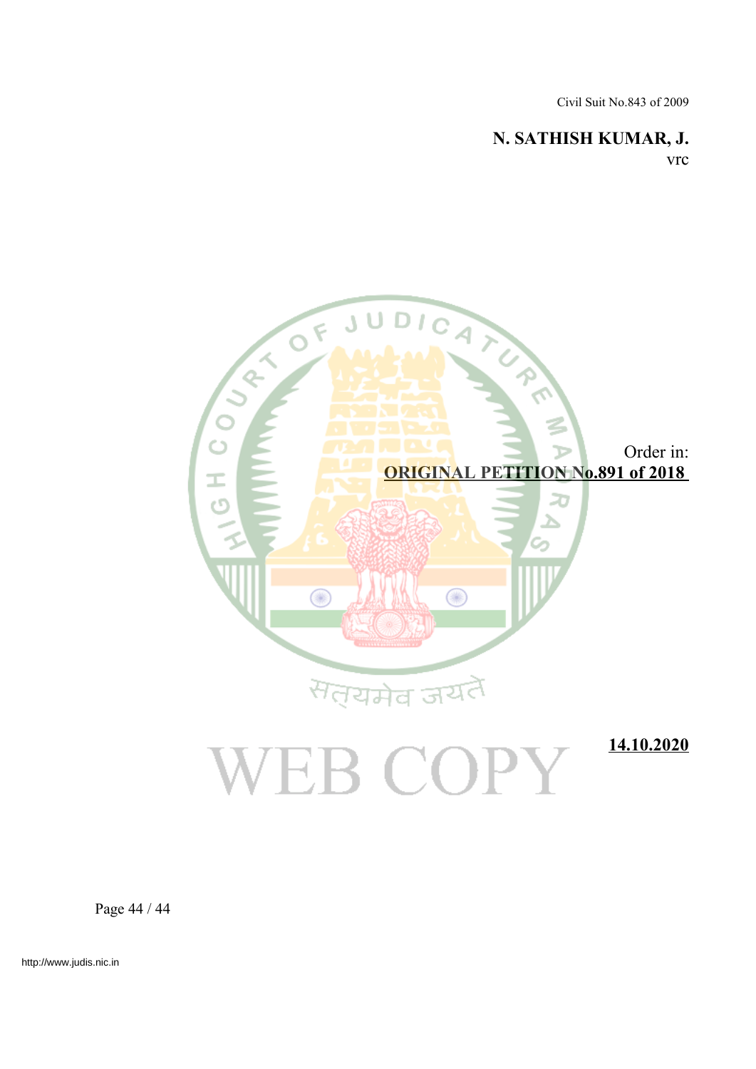Civil Suit No.843 of 2009

**N. SATHISH KUMAR, J.**

vrc

Order in:

**ORIGINAL PETITION No.891 of 2018**

**14.10.2020**